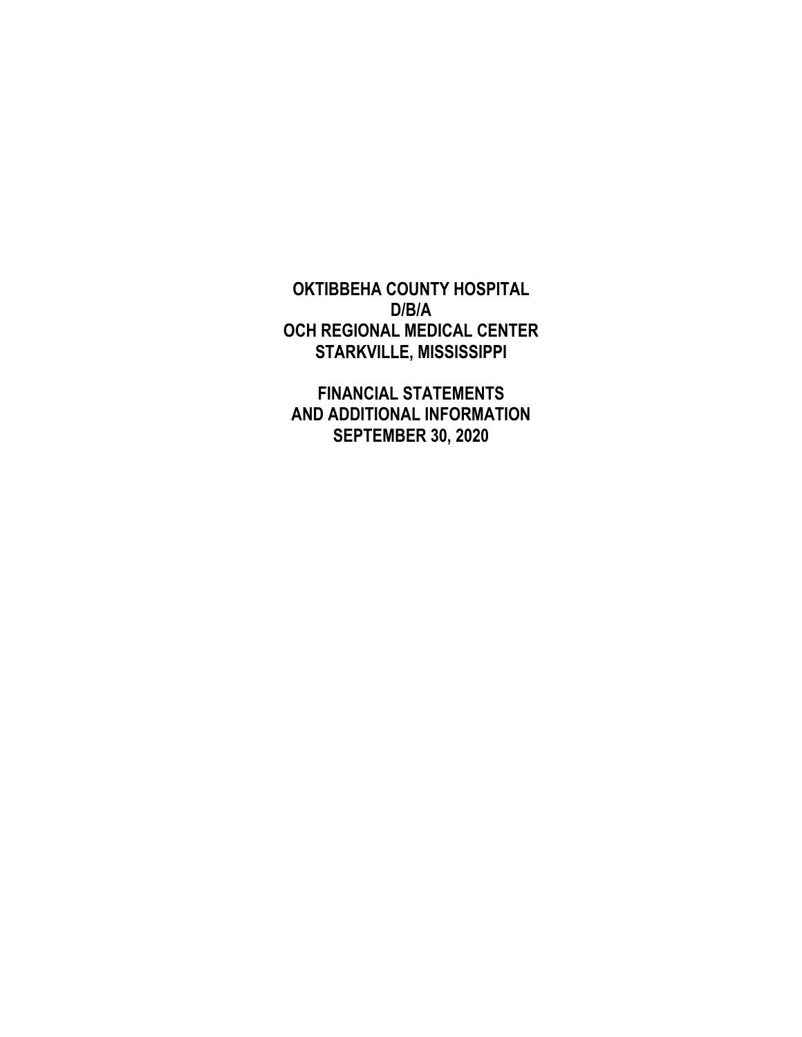# OKTIBBEHA COUNTY HOSPITAL
# D/B/A
# OCH REGIONAL MEDICAL CENTER
# STARKVILLE, MISSISSIPPI

## FINANCIAL STATEMENTS
## AND ADDITIONAL INFORMATION
## SEPTEMBER 30, 2020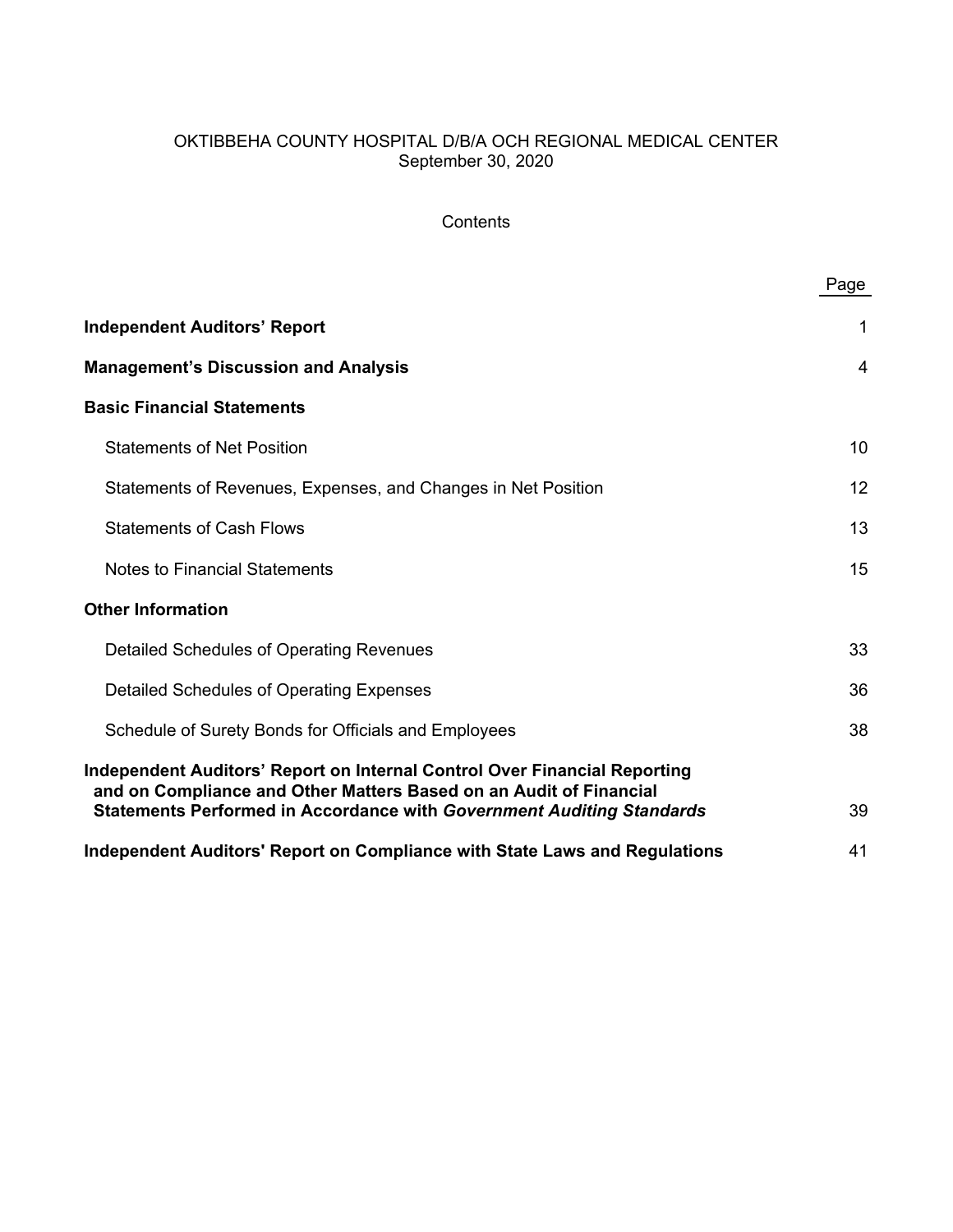OKTIBBEHA COUNTY HOSPITAL D/B/A OCH REGIONAL MEDICAL CENTER
September 30, 2020

Contents

| | Page |
|---|---|
| **Independent Auditors' Report** | 1 |
| **Management's Discussion and Analysis** | 4 |
| **Basic Financial Statements** | |
| Statements of Net Position | 10 |
| Statements of Revenues, Expenses, and Changes in Net Position | 12 |
| Statements of Cash Flows | 13 |
| Notes to Financial Statements | 15 |
| **Other Information** | |
| Detailed Schedules of Operating Revenues | 33 |
| Detailed Schedules of Operating Expenses | 36 |
| Schedule of Surety Bonds for Officials and Employees | 38 |
| **Independent Auditors' Report on Internal Control Over Financial Reporting and on Compliance and Other Matters Based on an Audit of Financial Statements Performed in Accordance with *Government Auditing Standards*** | 39 |
| **Independent Auditors' Report on Compliance with State Laws and Regulations** | 41 |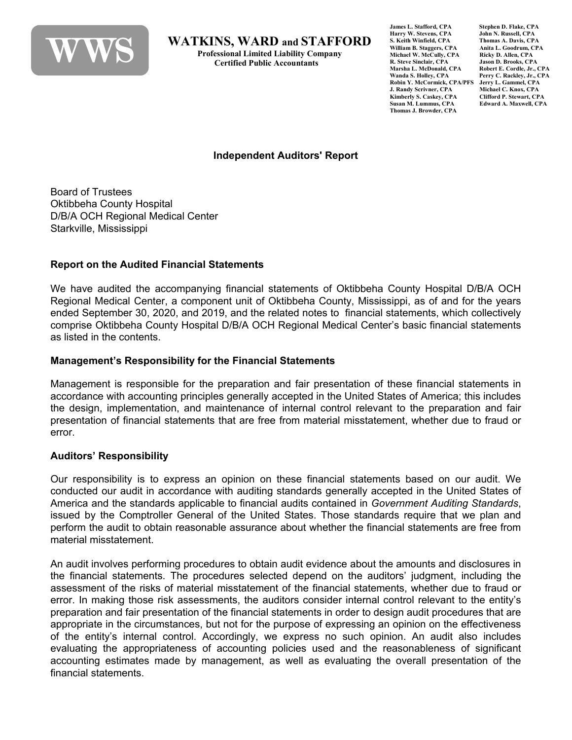**WWS**

**WATKINS, WARD and STAFFORD**
**Professional Limited Liability Company**
**Certified Public Accountants**

James L. Stafford, CPA
Harry W. Stevens, CPA
S. Keith Winfield, CPA
William B. Staggers, CPA
Michael W. McCully, CPA
R. Steve Sinclair, CPA
Marsha L. McDonald, CPA
Wanda S. Holley, CPA
Robin Y. McCormick, CPA/PFS
J. Randy Scrivner, CPA
Kimberly S. Caskey, CPA
Susan M. Lummus, CPA
Thomas J. Browder, CPA
Stephen D. Flake, CPA
John N. Russell, CPA
Thomas A. Davis, CPA
Anita L. Goodrum, CPA
Ricky D. Allen, CPA
Jason D. Brooks, CPA
Robert E. Cordle, Jr., CPA
Perry C. Rackley, Jr., CPA
Jerry L. Gammel, CPA
Michael C. Knox, CPA
Clifford P. Stewart, CPA
Edward A. Maxwell, CPA

## Independent Auditors' Report

Board of Trustees
Oktibbeha County Hospital
D/B/A OCH Regional Medical Center
Starkville, Mississippi

### Report on the Audited Financial Statements

We have audited the accompanying financial statements of Oktibbeha County Hospital D/B/A OCH Regional Medical Center, a component unit of Oktibbeha County, Mississippi, as of and for the years ended September 30, 2020, and 2019, and the related notes to financial statements, which collectively comprise Oktibbeha County Hospital D/B/A OCH Regional Medical Center's basic financial statements as listed in the contents.

### Management's Responsibility for the Financial Statements

Management is responsible for the preparation and fair presentation of these financial statements in accordance with accounting principles generally accepted in the United States of America; this includes the design, implementation, and maintenance of internal control relevant to the preparation and fair presentation of financial statements that are free from material misstatement, whether due to fraud or error.

### Auditors' Responsibility

Our responsibility is to express an opinion on these financial statements based on our audit. We conducted our audit in accordance with auditing standards generally accepted in the United States of America and the standards applicable to financial audits contained in *Government Auditing Standards*, issued by the Comptroller General of the United States. Those standards require that we plan and perform the audit to obtain reasonable assurance about whether the financial statements are free from material misstatement.

An audit involves performing procedures to obtain audit evidence about the amounts and disclosures in the financial statements. The procedures selected depend on the auditors' judgment, including the assessment of the risks of material misstatement of the financial statements, whether due to fraud or error. In making those risk assessments, the auditors consider internal control relevant to the entity's preparation and fair presentation of the financial statements in order to design audit procedures that are appropriate in the circumstances, but not for the purpose of expressing an opinion on the effectiveness of the entity's internal control. Accordingly, we express no such opinion. An audit also includes evaluating the appropriateness of accounting policies used and the reasonableness of significant accounting estimates made by management, as well as evaluating the overall presentation of the financial statements.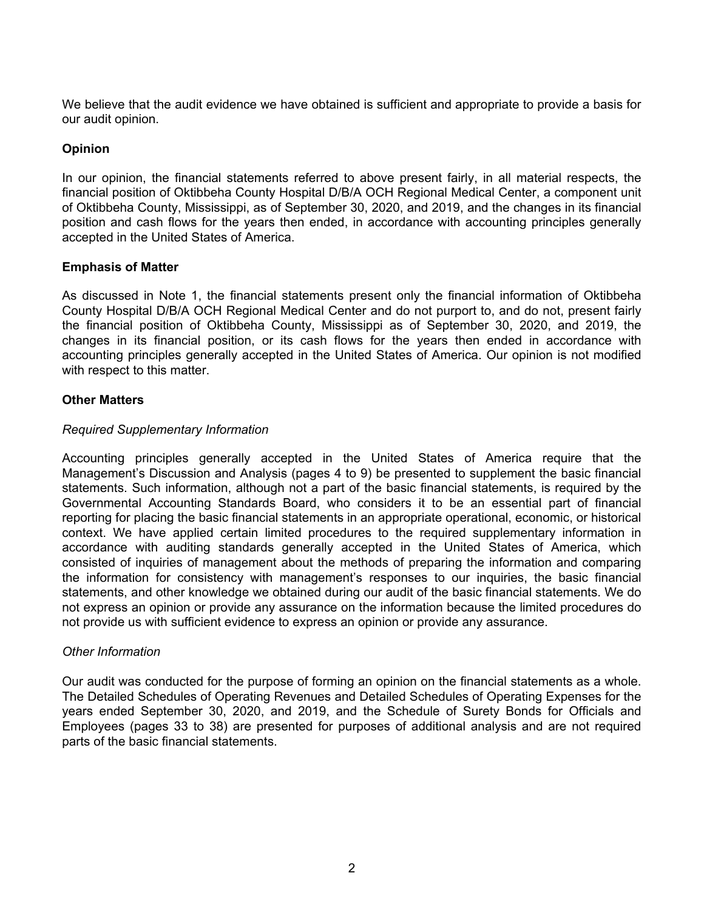We believe that the audit evidence we have obtained is sufficient and appropriate to provide a basis for our audit opinion.

**Opinion**

In our opinion, the financial statements referred to above present fairly, in all material respects, the financial position of Oktibbeha County Hospital D/B/A OCH Regional Medical Center, a component unit of Oktibbeha County, Mississippi, as of September 30, 2020, and 2019, and the changes in its financial position and cash flows for the years then ended, in accordance with accounting principles generally accepted in the United States of America.

**Emphasis of Matter**

As discussed in Note 1, the financial statements present only the financial information of Oktibbeha County Hospital D/B/A OCH Regional Medical Center and do not purport to, and do not, present fairly the financial position of Oktibbeha County, Mississippi as of September 30, 2020, and 2019, the changes in its financial position, or its cash flows for the years then ended in accordance with accounting principles generally accepted in the United States of America. Our opinion is not modified with respect to this matter.

**Other Matters**

*Required Supplementary Information*

Accounting principles generally accepted in the United States of America require that the Management's Discussion and Analysis (pages 4 to 9) be presented to supplement the basic financial statements. Such information, although not a part of the basic financial statements, is required by the Governmental Accounting Standards Board, who considers it to be an essential part of financial reporting for placing the basic financial statements in an appropriate operational, economic, or historical context. We have applied certain limited procedures to the required supplementary information in accordance with auditing standards generally accepted in the United States of America, which consisted of inquiries of management about the methods of preparing the information and comparing the information for consistency with management's responses to our inquiries, the basic financial statements, and other knowledge we obtained during our audit of the basic financial statements. We do not express an opinion or provide any assurance on the information because the limited procedures do not provide us with sufficient evidence to express an opinion or provide any assurance.

*Other Information*

Our audit was conducted for the purpose of forming an opinion on the financial statements as a whole. The Detailed Schedules of Operating Revenues and Detailed Schedules of Operating Expenses for the years ended September 30, 2020, and 2019, and the Schedule of Surety Bonds for Officials and Employees (pages 33 to 38) are presented for purposes of additional analysis and are not required parts of the basic financial statements.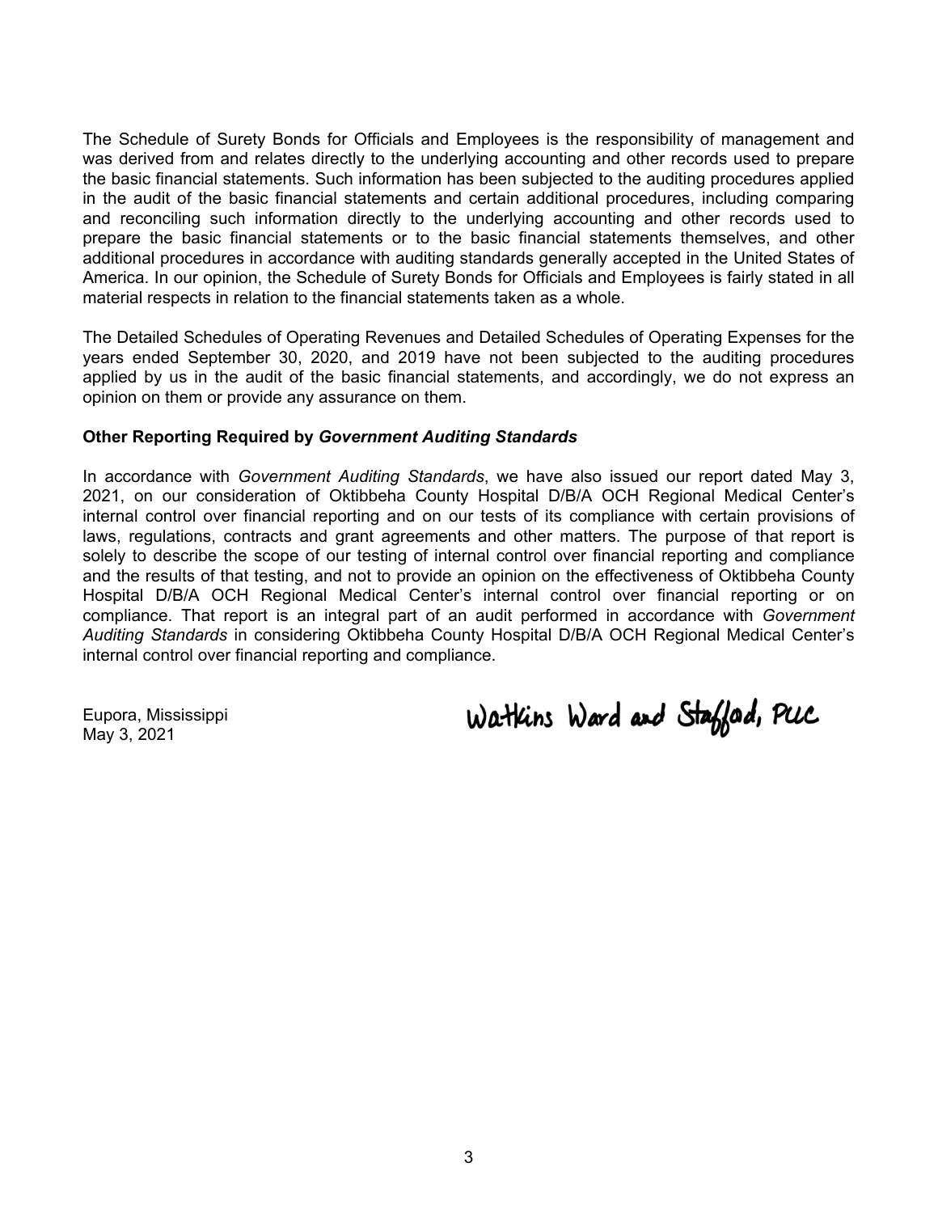The Schedule of Surety Bonds for Officials and Employees is the responsibility of management and was derived from and relates directly to the underlying accounting and other records used to prepare the basic financial statements. Such information has been subjected to the auditing procedures applied in the audit of the basic financial statements and certain additional procedures, including comparing and reconciling such information directly to the underlying accounting and other records used to prepare the basic financial statements or to the basic financial statements themselves, and other additional procedures in accordance with auditing standards generally accepted in the United States of America. In our opinion, the Schedule of Surety Bonds for Officials and Employees is fairly stated in all material respects in relation to the financial statements taken as a whole.

The Detailed Schedules of Operating Revenues and Detailed Schedules of Operating Expenses for the years ended September 30, 2020, and 2019 have not been subjected to the auditing procedures applied by us in the audit of the basic financial statements, and accordingly, we do not express an opinion on them or provide any assurance on them.

**Other Reporting Required by *Government Auditing Standards***

In accordance with *Government Auditing Standards*, we have also issued our report dated May 3, 2021, on our consideration of Oktibbeha County Hospital D/B/A OCH Regional Medical Center's internal control over financial reporting and on our tests of its compliance with certain provisions of laws, regulations, contracts and grant agreements and other matters. The purpose of that report is solely to describe the scope of our testing of internal control over financial reporting and compliance and the results of that testing, and not to provide an opinion on the effectiveness of Oktibbeha County Hospital D/B/A OCH Regional Medical Center's internal control over financial reporting or on compliance. That report is an integral part of an audit performed in accordance with *Government Auditing Standards* in considering Oktibbeha County Hospital D/B/A OCH Regional Medical Center's internal control over financial reporting and compliance.

Watkins Ward and Stafford, PLLC

Eupora, Mississippi
May 3, 2021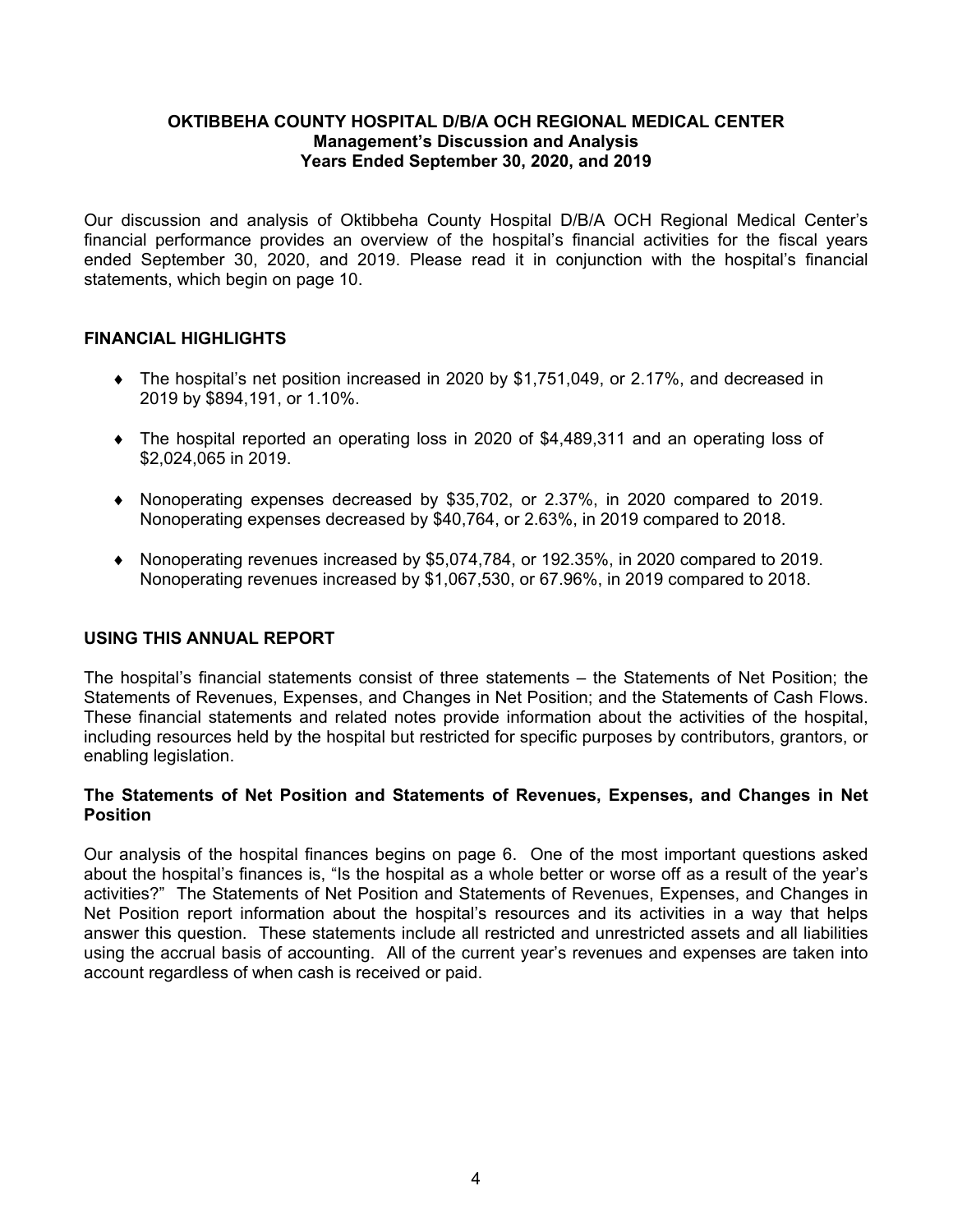# OKTIBBEHA COUNTY HOSPITAL D/B/A OCH REGIONAL MEDICAL CENTER
## Management's Discussion and Analysis
## Years Ended September 30, 2020, and 2019

Our discussion and analysis of Oktibbeha County Hospital D/B/A OCH Regional Medical Center's financial performance provides an overview of the hospital's financial activities for the fiscal years ended September 30, 2020, and 2019. Please read it in conjunction with the hospital's financial statements, which begin on page 10.

## FINANCIAL HIGHLIGHTS

- The hospital's net position increased in 2020 by $1,751,049, or 2.17%, and decreased in 2019 by $894,191, or 1.10%.
- The hospital reported an operating loss in 2020 of $4,489,311 and an operating loss of $2,024,065 in 2019.
- Nonoperating expenses decreased by $35,702, or 2.37%, in 2020 compared to 2019. Nonoperating expenses decreased by $40,764, or 2.63%, in 2019 compared to 2018.
- Nonoperating revenues increased by $5,074,784, or 192.35%, in 2020 compared to 2019. Nonoperating revenues increased by $1,067,530, or 67.96%, in 2019 compared to 2018.

## USING THIS ANNUAL REPORT

The hospital's financial statements consist of three statements – the Statements of Net Position; the Statements of Revenues, Expenses, and Changes in Net Position; and the Statements of Cash Flows. These financial statements and related notes provide information about the activities of the hospital, including resources held by the hospital but restricted for specific purposes by contributors, grantors, or enabling legislation.

### The Statements of Net Position and Statements of Revenues, Expenses, and Changes in Net Position

Our analysis of the hospital finances begins on page 6. One of the most important questions asked about the hospital's finances is, "Is the hospital as a whole better or worse off as a result of the year's activities?" The Statements of Net Position and Statements of Revenues, Expenses, and Changes in Net Position report information about the hospital's resources and its activities in a way that helps answer this question. These statements include all restricted and unrestricted assets and all liabilities using the accrual basis of accounting. All of the current year's revenues and expenses are taken into account regardless of when cash is received or paid.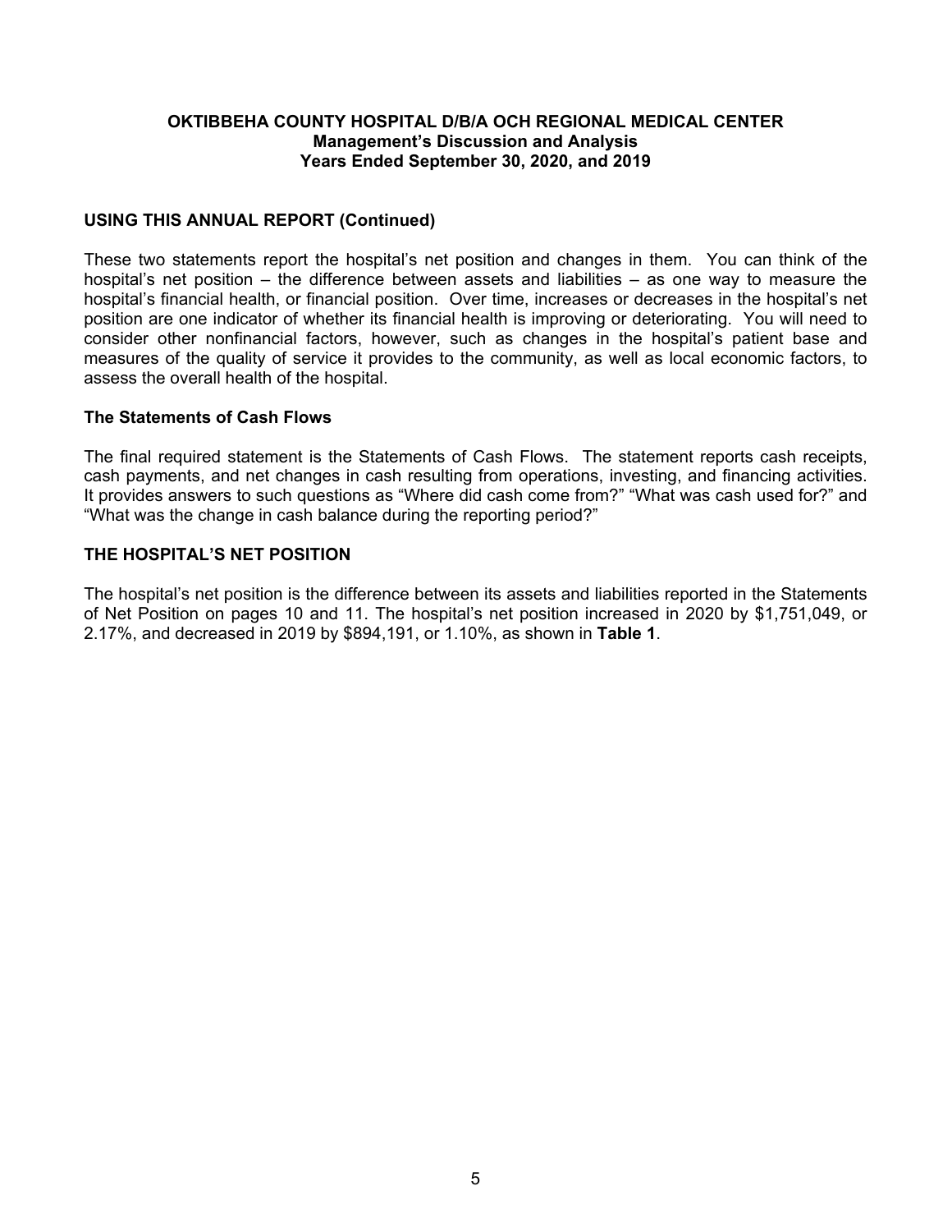## USING THIS ANNUAL REPORT (Continued)

These two statements report the hospital's net position and changes in them. You can think of the hospital's net position – the difference between assets and liabilities – as one way to measure the hospital's financial health, or financial position. Over time, increases or decreases in the hospital's net position are one indicator of whether its financial health is improving or deteriorating. You will need to consider other nonfinancial factors, however, such as changes in the hospital's patient base and measures of the quality of service it provides to the community, as well as local economic factors, to assess the overall health of the hospital.

### The Statements of Cash Flows

The final required statement is the Statements of Cash Flows. The statement reports cash receipts, cash payments, and net changes in cash resulting from operations, investing, and financing activities. It provides answers to such questions as "Where did cash come from?" "What was cash used for?" and "What was the change in cash balance during the reporting period?"

## THE HOSPITAL'S NET POSITION

The hospital's net position is the difference between its assets and liabilities reported in the Statements of Net Position on pages 10 and 11. The hospital's net position increased in 2020 by $1,751,049, or 2.17%, and decreased in 2019 by $894,191, or 1.10%, as shown in **Table 1**.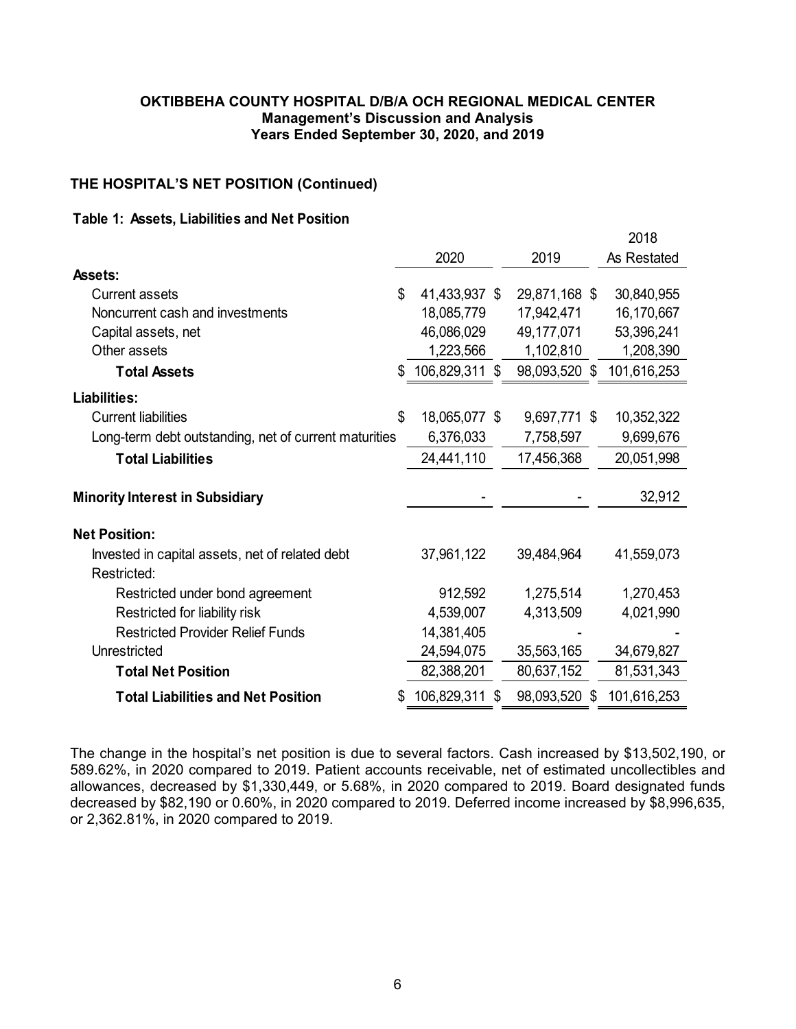## THE HOSPITAL'S NET POSITION (Continued)

**Table 1: Assets, Liabilities and Net Position**

| | 2020 | 2019 | 2018 As Restated |
|---|---|---|---|
| **Assets:** | | | |
| Current assets | $ 41,433,937 | $ 29,871,168 | $ 30,840,955 |
| Noncurrent cash and investments | 18,085,779 | 17,942,471 | 16,170,667 |
| Capital assets, net | 46,086,029 | 49,177,071 | 53,396,241 |
| Other assets | 1,223,566 | 1,102,810 | 1,208,390 |
| **Total Assets** | $ 106,829,311 | $ 98,093,520 | $ 101,616,253 |
| **Liabilities:** | | | |
| Current liabilities | $ 18,065,077 | $ 9,697,771 | $ 10,352,322 |
| Long-term debt outstanding, net of current maturities | 6,376,033 | 7,758,597 | 9,699,676 |
| **Total Liabilities** | 24,441,110 | 17,456,368 | 20,051,998 |
| **Minority Interest in Subsidiary** | - | - | 32,912 |
| **Net Position:** | | | |
| Invested in capital assets, net of related debt | 37,961,122 | 39,484,964 | 41,559,073 |
| Restricted: | | | |
| Restricted under bond agreement | 912,592 | 1,275,514 | 1,270,453 |
| Restricted for liability risk | 4,539,007 | 4,313,509 | 4,021,990 |
| Restricted Provider Relief Funds | 14,381,405 | - | - |
| Unrestricted | 24,594,075 | 35,563,165 | 34,679,827 |
| **Total Net Position** | 82,388,201 | 80,637,152 | 81,531,343 |
| **Total Liabilities and Net Position** | $ 106,829,311 | $ 98,093,520 | $ 101,616,253 |

The change in the hospital's net position is due to several factors. Cash increased by $13,502,190, or 589.62%, in 2020 compared to 2019. Patient accounts receivable, net of estimated uncollectibles and allowances, decreased by $1,330,449, or 5.68%, in 2020 compared to 2019. Board designated funds decreased by $82,190 or 0.60%, in 2020 compared to 2019. Deferred income increased by $8,996,635, or 2,362.81%, in 2020 compared to 2019.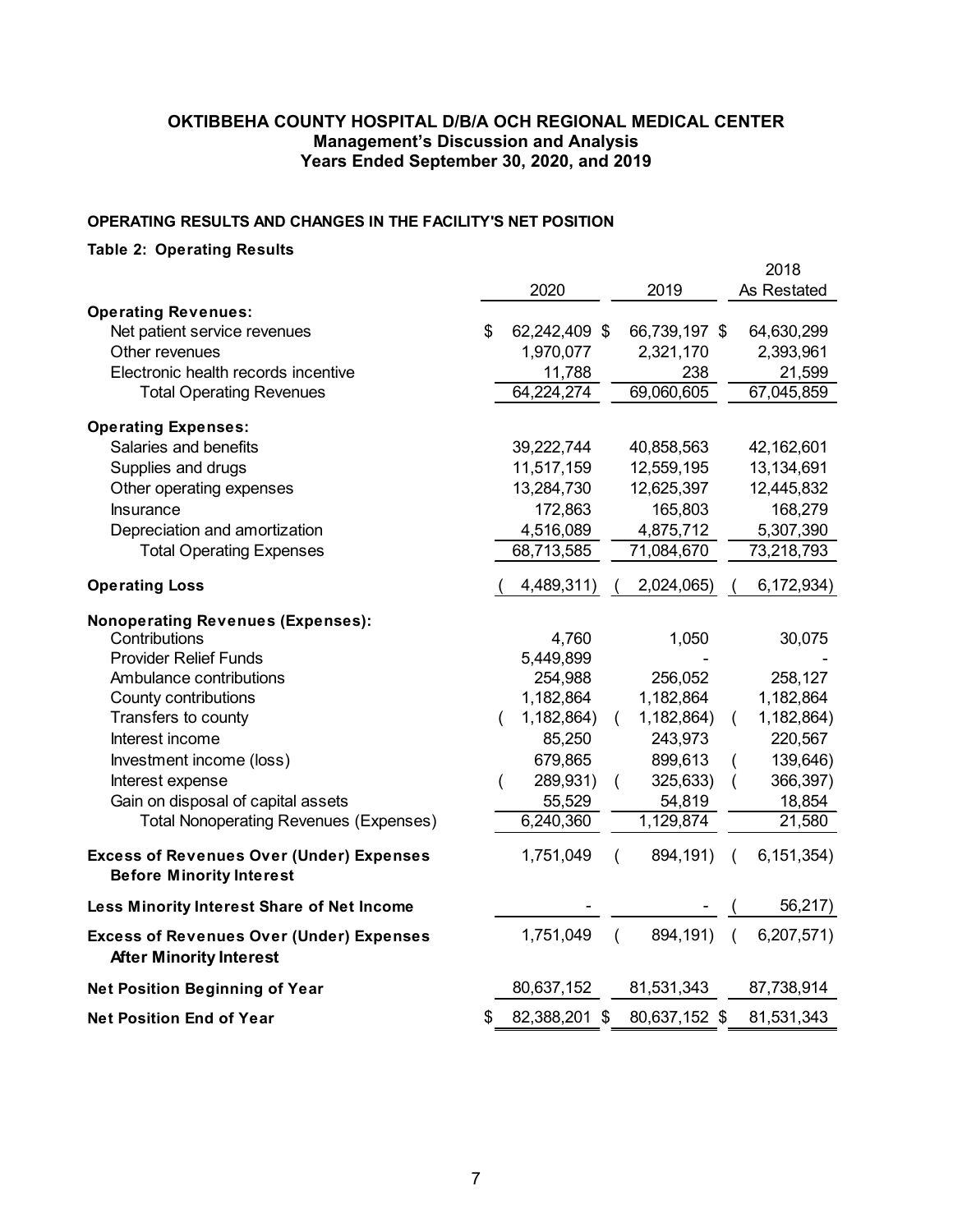**OKTIBBEHA COUNTY HOSPITAL D/B/A OCH REGIONAL MEDICAL CENTER**
**Management's Discussion and Analysis**
**Years Ended September 30, 2020, and 2019**

## OPERATING RESULTS AND CHANGES IN THE FACILITY'S NET POSITION

### Table 2: Operating Results

| | 2020 | 2019 | 2018 As Restated |
|---|---|---|---|
| **Operating Revenues:** | | | |
| Net patient service revenues | $ 62,242,409 | $ 66,739,197 | $ 64,630,299 |
| Other revenues | 1,970,077 | 2,321,170 | 2,393,961 |
| Electronic health records incentive | 11,788 | 238 | 21,599 |
| Total Operating Revenues | 64,224,274 | 69,060,605 | 67,045,859 |
| **Operating Expenses:** | | | |
| Salaries and benefits | 39,222,744 | 40,858,563 | 42,162,601 |
| Supplies and drugs | 11,517,159 | 12,559,195 | 13,134,691 |
| Other operating expenses | 13,284,730 | 12,625,397 | 12,445,832 |
| Insurance | 172,863 | 165,803 | 168,279 |
| Depreciation and amortization | 4,516,089 | 4,875,712 | 5,307,390 |
| Total Operating Expenses | 68,713,585 | 71,084,670 | 73,218,793 |
| **Operating Loss** | ( 4,489,311) | ( 2,024,065) | ( 6,172,934) |
| **Nonoperating Revenues (Expenses):** | | | |
| Contributions | 4,760 | 1,050 | 30,075 |
| Provider Relief Funds | 5,449,899 | - | - |
| Ambulance contributions | 254,988 | 256,052 | 258,127 |
| County contributions | 1,182,864 | 1,182,864 | 1,182,864 |
| Transfers to county | ( 1,182,864) | ( 1,182,864) | ( 1,182,864) |
| Interest income | 85,250 | 243,973 | 220,567 |
| Investment income (loss) | 679,865 | 899,613 | ( 139,646) |
| Interest expense | ( 289,931) | ( 325,633) | ( 366,397) |
| Gain on disposal of capital assets | 55,529 | 54,819 | 18,854 |
| Total Nonoperating Revenues (Expenses) | 6,240,360 | 1,129,874 | 21,580 |
| **Excess of Revenues Over (Under) Expenses Before Minority Interest** | 1,751,049 | ( 894,191) | ( 6,151,354) |
| **Less Minority Interest Share of Net Income** | - | - | ( 56,217) |
| **Excess of Revenues Over (Under) Expenses After Minority Interest** | 1,751,049 | ( 894,191) | ( 6,207,571) |
| **Net Position Beginning of Year** | 80,637,152 | 81,531,343 | 87,738,914 |
| **Net Position End of Year** | $ 82,388,201 | $ 80,637,152 | $ 81,531,343 |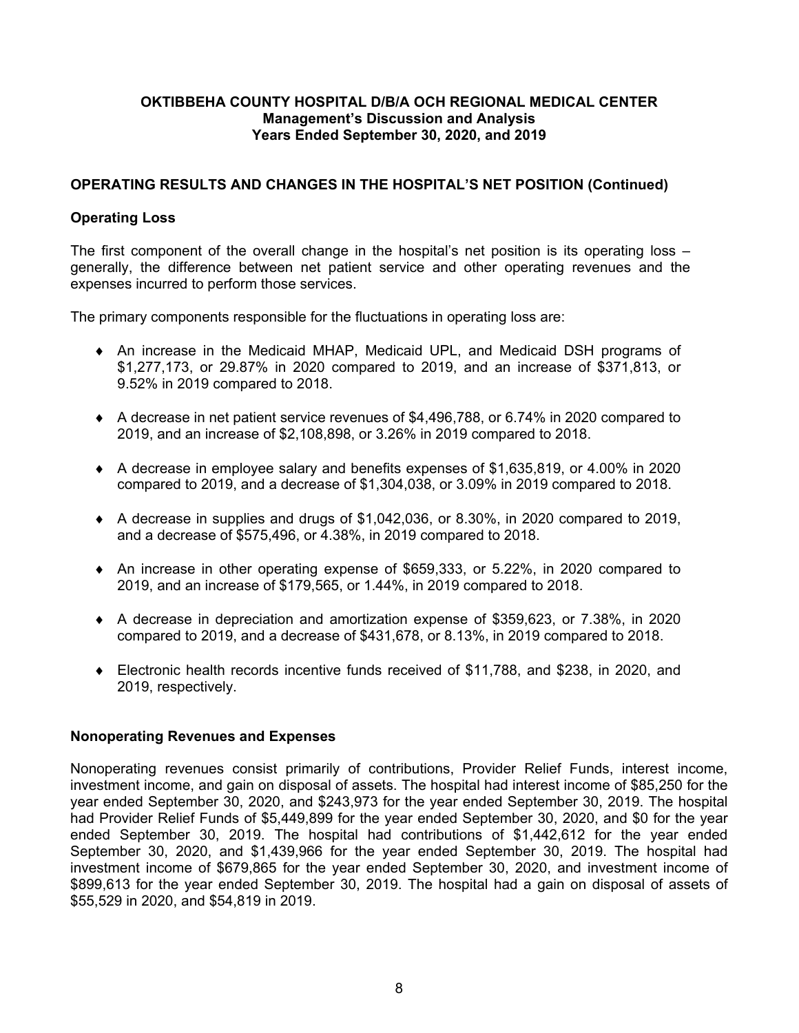## OPERATING RESULTS AND CHANGES IN THE HOSPITAL'S NET POSITION (Continued)

### Operating Loss

The first component of the overall change in the hospital's net position is its operating loss – generally, the difference between net patient service and other operating revenues and the expenses incurred to perform those services.

The primary components responsible for the fluctuations in operating loss are:

- An increase in the Medicaid MHAP, Medicaid UPL, and Medicaid DSH programs of $1,277,173, or 29.87% in 2020 compared to 2019, and an increase of $371,813, or 9.52% in 2019 compared to 2018.
- A decrease in net patient service revenues of $4,496,788, or 6.74% in 2020 compared to 2019, and an increase of $2,108,898, or 3.26% in 2019 compared to 2018.
- A decrease in employee salary and benefits expenses of $1,635,819, or 4.00% in 2020 compared to 2019, and a decrease of $1,304,038, or 3.09% in 2019 compared to 2018.
- A decrease in supplies and drugs of $1,042,036, or 8.30%, in 2020 compared to 2019, and a decrease of $575,496, or 4.38%, in 2019 compared to 2018.
- An increase in other operating expense of $659,333, or 5.22%, in 2020 compared to 2019, and an increase of $179,565, or 1.44%, in 2019 compared to 2018.
- A decrease in depreciation and amortization expense of $359,623, or 7.38%, in 2020 compared to 2019, and a decrease of $431,678, or 8.13%, in 2019 compared to 2018.
- Electronic health records incentive funds received of $11,788, and $238, in 2020, and 2019, respectively.

### Nonoperating Revenues and Expenses

Nonoperating revenues consist primarily of contributions, Provider Relief Funds, interest income, investment income, and gain on disposal of assets. The hospital had interest income of $85,250 for the year ended September 30, 2020, and $243,973 for the year ended September 30, 2019. The hospital had Provider Relief Funds of $5,449,899 for the year ended September 30, 2020, and $0 for the year ended September 30, 2019. The hospital had contributions of $1,442,612 for the year ended September 30, 2020, and $1,439,966 for the year ended September 30, 2019. The hospital had investment income of $679,865 for the year ended September 30, 2020, and investment income of $899,613 for the year ended September 30, 2019. The hospital had a gain on disposal of assets of $55,529 in 2020, and $54,819 in 2019.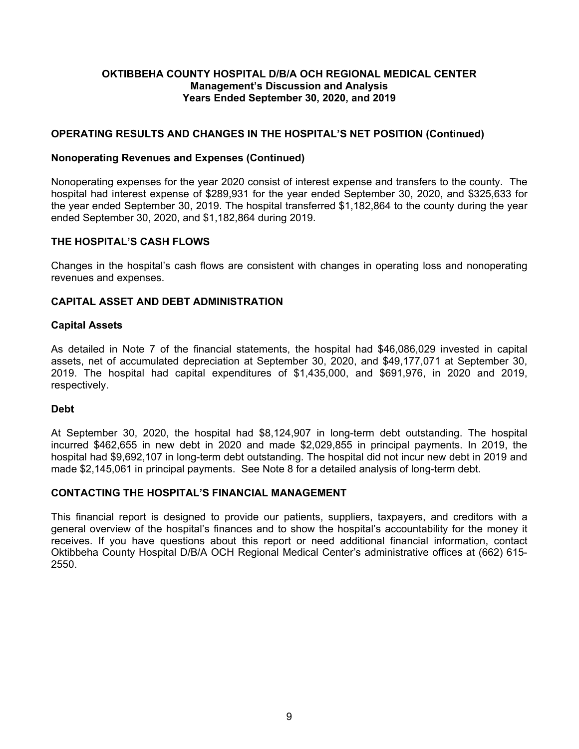**OKTIBBEHA COUNTY HOSPITAL D/B/A OCH REGIONAL MEDICAL CENTER**
**Management's Discussion and Analysis**
**Years Ended September 30, 2020, and 2019**

## OPERATING RESULTS AND CHANGES IN THE HOSPITAL'S NET POSITION (Continued)

### Nonoperating Revenues and Expenses (Continued)

Nonoperating expenses for the year 2020 consist of interest expense and transfers to the county. The hospital had interest expense of $289,931 for the year ended September 30, 2020, and $325,633 for the year ended September 30, 2019. The hospital transferred $1,182,864 to the county during the year ended September 30, 2020, and $1,182,864 during 2019.

## THE HOSPITAL'S CASH FLOWS

Changes in the hospital's cash flows are consistent with changes in operating loss and nonoperating revenues and expenses.

## CAPITAL ASSET AND DEBT ADMINISTRATION

### Capital Assets

As detailed in Note 7 of the financial statements, the hospital had $46,086,029 invested in capital assets, net of accumulated depreciation at September 30, 2020, and $49,177,071 at September 30, 2019. The hospital had capital expenditures of $1,435,000, and $691,976, in 2020 and 2019, respectively.

### Debt

At September 30, 2020, the hospital had $8,124,907 in long-term debt outstanding. The hospital incurred $462,655 in new debt in 2020 and made $2,029,855 in principal payments. In 2019, the hospital had $9,692,107 in long-term debt outstanding. The hospital did not incur new debt in 2019 and made $2,145,061 in principal payments. See Note 8 for a detailed analysis of long-term debt.

## CONTACTING THE HOSPITAL'S FINANCIAL MANAGEMENT

This financial report is designed to provide our patients, suppliers, taxpayers, and creditors with a general overview of the hospital's finances and to show the hospital's accountability for the money it receives. If you have questions about this report or need additional financial information, contact Oktibbeha County Hospital D/B/A OCH Regional Medical Center's administrative offices at (662) 615-2550.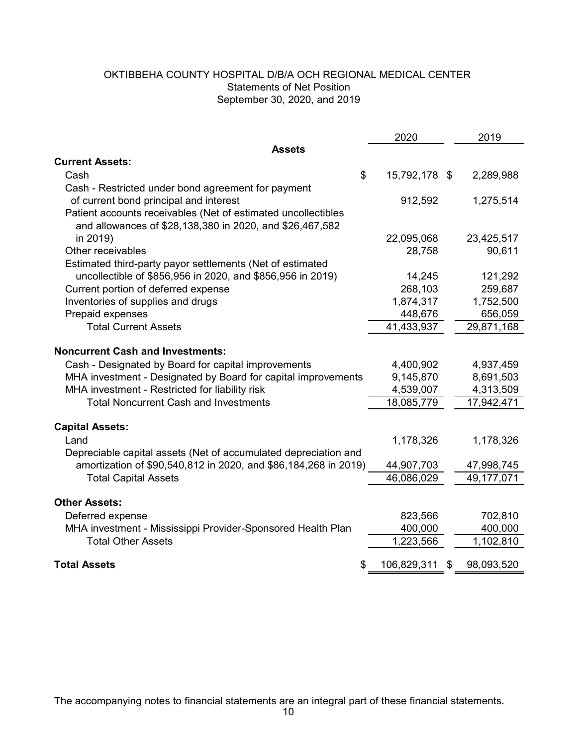# OKTIBBEHA COUNTY HOSPITAL D/B/A OCH REGIONAL MEDICAL CENTER

## Statements of Net Position

### September 30, 2020, and 2019

| | 2020 | 2019 |
|---|---|---|
| **Assets** | | |
| **Current Assets:** | | |
| Cash | $ 15,792,178 | $ 2,289,988 |
| Cash - Restricted under bond agreement for payment of current bond principal and interest | 912,592 | 1,275,514 |
| Patient accounts receivables (Net of estimated uncollectibles and allowances of $28,138,380 in 2020, and $26,467,582 in 2019) | 22,095,068 | 23,425,517 |
| Other receivables | 28,758 | 90,611 |
| Estimated third-party payor settlements (Net of estimated uncollectible of $856,956 in 2020, and $856,956 in 2019) | 14,245 | 121,292 |
| Current portion of deferred expense | 268,103 | 259,687 |
| Inventories of supplies and drugs | 1,874,317 | 1,752,500 |
| Prepaid expenses | 448,676 | 656,059 |
| Total Current Assets | 41,433,937 | 29,871,168 |
| **Noncurrent Cash and Investments:** | | |
| Cash - Designated by Board for capital improvements | 4,400,902 | 4,937,459 |
| MHA investment - Designated by Board for capital improvements | 9,145,870 | 8,691,503 |
| MHA investment - Restricted for liability risk | 4,539,007 | 4,313,509 |
| Total Noncurrent Cash and Investments | 18,085,779 | 17,942,471 |
| **Capital Assets:** | | |
| Land | 1,178,326 | 1,178,326 |
| Depreciable capital assets (Net of accumulated depreciation and amortization of $90,540,812 in 2020, and $86,184,268 in 2019) | 44,907,703 | 47,998,745 |
| Total Capital Assets | 46,086,029 | 49,177,071 |
| **Other Assets:** | | |
| Deferred expense | 823,566 | 702,810 |
| MHA investment - Mississippi Provider-Sponsored Health Plan | 400,000 | 400,000 |
| Total Other Assets | 1,223,566 | 1,102,810 |
| **Total Assets** | $ 106,829,311 | $ 98,093,520 |

The accompanying notes to financial statements are an integral part of these financial statements.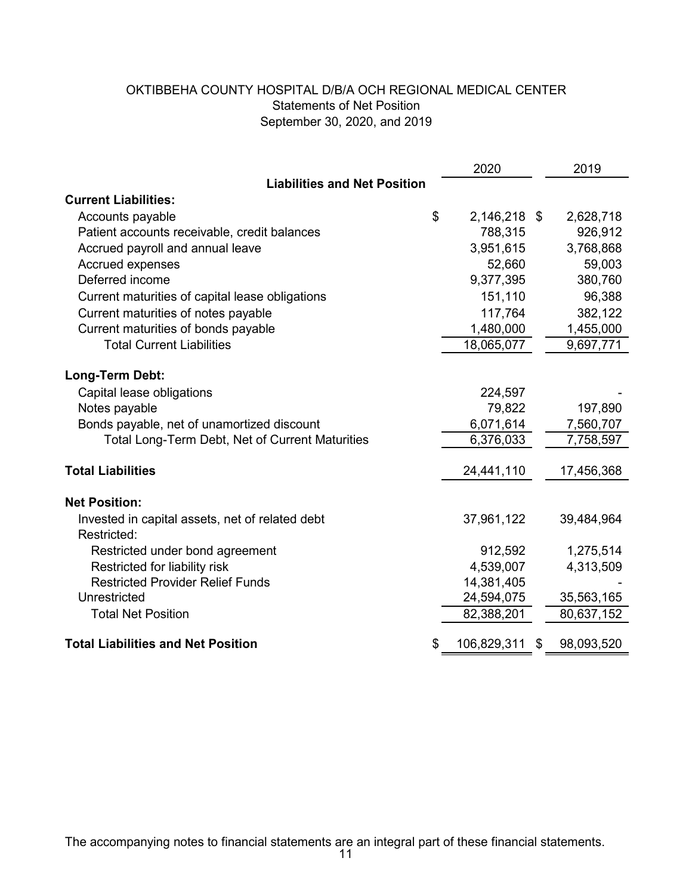# OKTIBBEHA COUNTY HOSPITAL D/B/A OCH REGIONAL MEDICAL CENTER

Statements of Net Position

September 30, 2020, and 2019

| | 2020 | 2019 |
|---|---|---|
| **Liabilities and Net Position** | | |
| **Current Liabilities:** | | |
| Accounts payable | $ 2,146,218 | $ 2,628,718 |
| Patient accounts receivable, credit balances | 788,315 | 926,912 |
| Accrued payroll and annual leave | 3,951,615 | 3,768,868 |
| Accrued expenses | 52,660 | 59,003 |
| Deferred income | 9,377,395 | 380,760 |
| Current maturities of capital lease obligations | 151,110 | 96,388 |
| Current maturities of notes payable | 117,764 | 382,122 |
| Current maturities of bonds payable | 1,480,000 | 1,455,000 |
| Total Current Liabilities | 18,065,077 | 9,697,771 |
| **Long-Term Debt:** | | |
| Capital lease obligations | 224,597 | - |
| Notes payable | 79,822 | 197,890 |
| Bonds payable, net of unamortized discount | 6,071,614 | 7,560,707 |
| Total Long-Term Debt, Net of Current Maturities | 6,376,033 | 7,758,597 |
| **Total Liabilities** | 24,441,110 | 17,456,368 |
| **Net Position:** | | |
| Invested in capital assets, net of related debt | 37,961,122 | 39,484,964 |
| Restricted: | | |
| Restricted under bond agreement | 912,592 | 1,275,514 |
| Restricted for liability risk | 4,539,007 | 4,313,509 |
| Restricted Provider Relief Funds | 14,381,405 | - |
| Unrestricted | 24,594,075 | 35,563,165 |
| Total Net Position | 82,388,201 | 80,637,152 |
| **Total Liabilities and Net Position** | $ 106,829,311 | $ 98,093,520 |

The accompanying notes to financial statements are an integral part of these financial statements.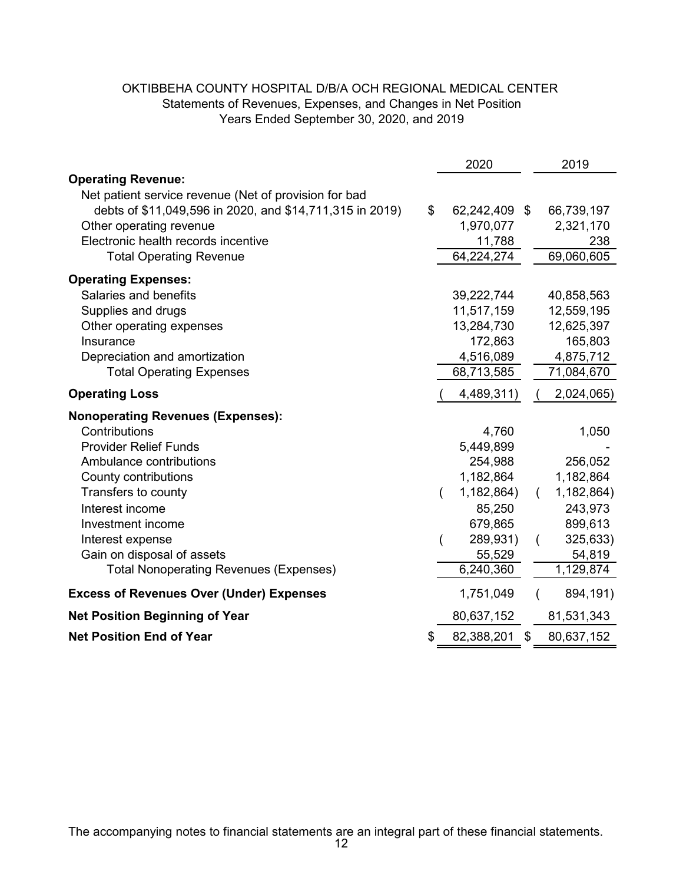OKTIBBEHA COUNTY HOSPITAL D/B/A OCH REGIONAL MEDICAL CENTER

Statements of Revenues, Expenses, and Changes in Net Position

Years Ended September 30, 2020, and 2019

| | 2020 | 2019 |
|---|---|---|
| **Operating Revenue:** | | |
| Net patient service revenue (Net of provision for bad debts of $11,049,596 in 2020, and $14,711,315 in 2019) | $ 62,242,409 | $ 66,739,197 |
| Other operating revenue | 1,970,077 | 2,321,170 |
| Electronic health records incentive | 11,788 | 238 |
| Total Operating Revenue | 64,224,274 | 69,060,605 |
| **Operating Expenses:** | | |
| Salaries and benefits | 39,222,744 | 40,858,563 |
| Supplies and drugs | 11,517,159 | 12,559,195 |
| Other operating expenses | 13,284,730 | 12,625,397 |
| Insurance | 172,863 | 165,803 |
| Depreciation and amortization | 4,516,089 | 4,875,712 |
| Total Operating Expenses | 68,713,585 | 71,084,670 |
| **Operating Loss** | ( 4,489,311) | ( 2,024,065) |
| **Nonoperating Revenues (Expenses):** | | |
| Contributions | 4,760 | 1,050 |
| Provider Relief Funds | 5,449,899 | - |
| Ambulance contributions | 254,988 | 256,052 |
| County contributions | 1,182,864 | 1,182,864 |
| Transfers to county | ( 1,182,864) | ( 1,182,864) |
| Interest income | 85,250 | 243,973 |
| Investment income | 679,865 | 899,613 |
| Interest expense | ( 289,931) | ( 325,633) |
| Gain on disposal of assets | 55,529 | 54,819 |
| Total Nonoperating Revenues (Expenses) | 6,240,360 | 1,129,874 |
| **Excess of Revenues Over (Under) Expenses** | 1,751,049 | ( 894,191) |
| **Net Position Beginning of Year** | 80,637,152 | 81,531,343 |
| **Net Position End of Year** | $ 82,388,201 | $ 80,637,152 |

The accompanying notes to financial statements are an integral part of these financial statements.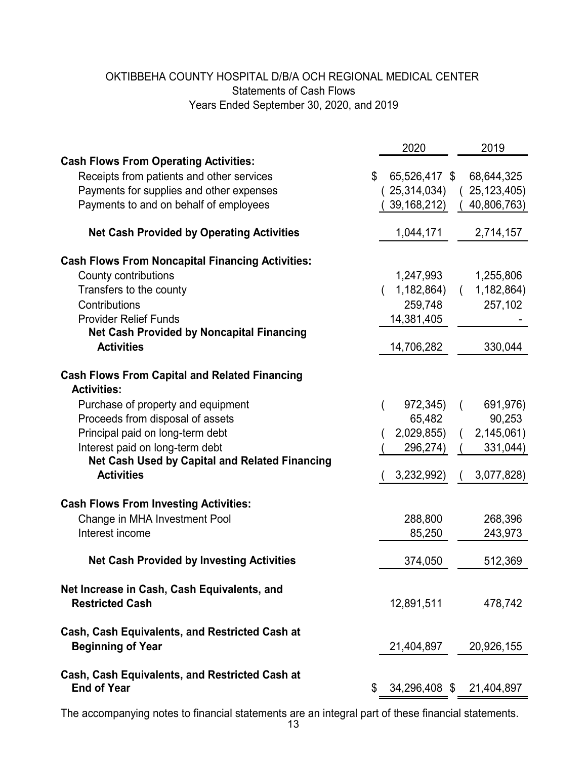# OKTIBBEHA COUNTY HOSPITAL D/B/A OCH REGIONAL MEDICAL CENTER

## Statements of Cash Flows

### Years Ended September 30, 2020, and 2019

| | 2020 | 2019 |
|---|---|---|
| **Cash Flows From Operating Activities:** | | |
| Receipts from patients and other services | $ 65,526,417 | $ 68,644,325 |
| Payments for supplies and other expenses | ( 25,314,034) | ( 25,123,405) |
| Payments to and on behalf of employees | ( 39,168,212) | ( 40,806,763) |
| **Net Cash Provided by Operating Activities** | 1,044,171 | 2,714,157 |
| **Cash Flows From Noncapital Financing Activities:** | | |
| County contributions | 1,247,993 | 1,255,806 |
| Transfers to the county | ( 1,182,864) | ( 1,182,864) |
| Contributions | 259,748 | 257,102 |
| Provider Relief Funds | 14,381,405 | - |
| **Net Cash Provided by Noncapital Financing Activities** | 14,706,282 | 330,044 |
| **Cash Flows From Capital and Related Financing Activities:** | | |
| Purchase of property and equipment | ( 972,345) | ( 691,976) |
| Proceeds from disposal of assets | 65,482 | 90,253 |
| Principal paid on long-term debt | ( 2,029,855) | ( 2,145,061) |
| Interest paid on long-term debt | ( 296,274) | ( 331,044) |
| **Net Cash Used by Capital and Related Financing Activities** | ( 3,232,992) | ( 3,077,828) |
| **Cash Flows From Investing Activities:** | | |
| Change in MHA Investment Pool | 288,800 | 268,396 |
| Interest income | 85,250 | 243,973 |
| **Net Cash Provided by Investing Activities** | 374,050 | 512,369 |
| **Net Increase in Cash, Cash Equivalents, and Restricted Cash** | 12,891,511 | 478,742 |
| **Cash, Cash Equivalents, and Restricted Cash at Beginning of Year** | 21,404,897 | 20,926,155 |
| **Cash, Cash Equivalents, and Restricted Cash at End of Year** | $ 34,296,408 | $ 21,404,897 |

The accompanying notes to financial statements are an integral part of these financial statements.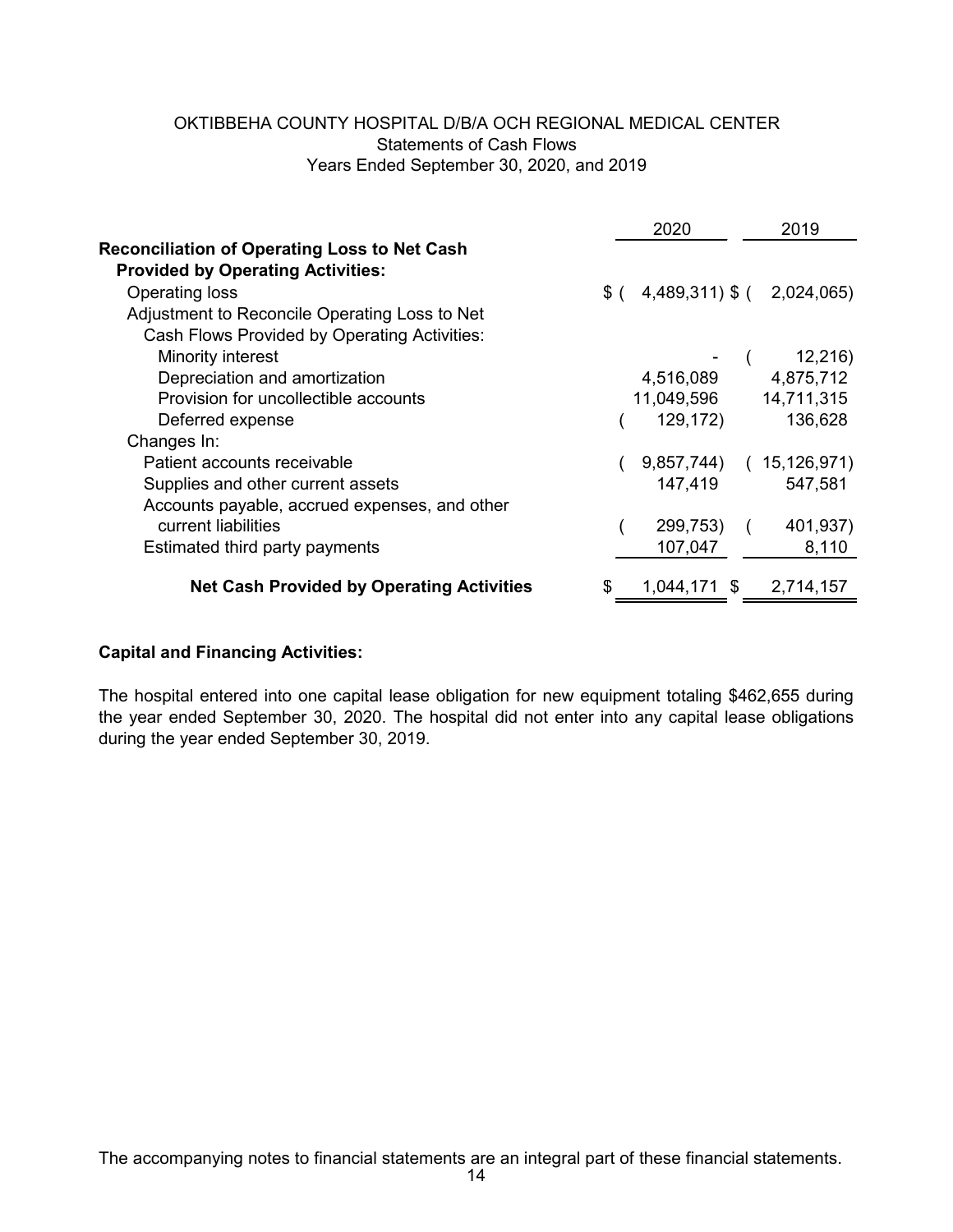# OKTIBBEHA COUNTY HOSPITAL D/B/A OCH REGIONAL MEDICAL CENTER
## Statements of Cash Flows
### Years Ended September 30, 2020, and 2019

| | 2020 | 2019 |
|---|---|---|
| **Reconciliation of Operating Loss to Net Cash Provided by Operating Activities:** | | |
| Operating loss | $ ( 4,489,311) | $ ( 2,024,065) |
| Adjustment to Reconcile Operating Loss to Net Cash Flows Provided by Operating Activities: | | |
| Minority interest | - | ( 12,216) |
| Depreciation and amortization | 4,516,089 | 4,875,712 |
| Provision for uncollectible accounts | 11,049,596 | 14,711,315 |
| Deferred expense | ( 129,172) | 136,628 |
| Changes In: | | |
| Patient accounts receivable | ( 9,857,744) | ( 15,126,971) |
| Supplies and other current assets | 147,419 | 547,581 |
| Accounts payable, accrued expenses, and other current liabilities | ( 299,753) | ( 401,937) |
| Estimated third party payments | 107,047 | 8,110 |
| **Net Cash Provided by Operating Activities** | $ 1,044,171 | $ 2,714,157 |

**Capital and Financing Activities:**

The hospital entered into one capital lease obligation for new equipment totaling $462,655 during the year ended September 30, 2020. The hospital did not enter into any capital lease obligations during the year ended September 30, 2019.

The accompanying notes to financial statements are an integral part of these financial statements.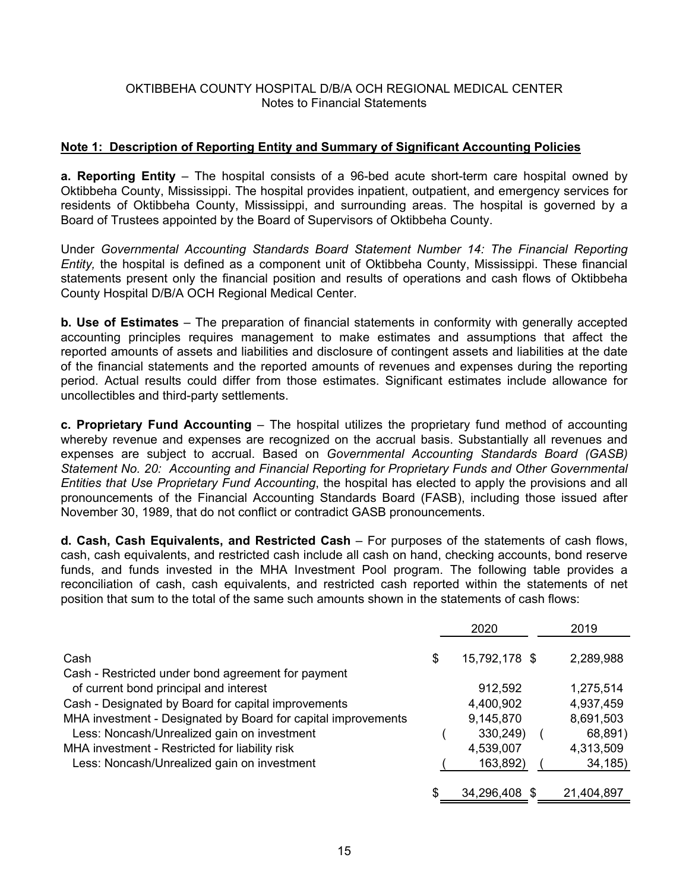OKTIBBEHA COUNTY HOSPITAL D/B/A OCH REGIONAL MEDICAL CENTER
Notes to Financial Statements

## Note 1: Description of Reporting Entity and Summary of Significant Accounting Policies

**a. Reporting Entity** – The hospital consists of a 96-bed acute short-term care hospital owned by Oktibbeha County, Mississippi. The hospital provides inpatient, outpatient, and emergency services for residents of Oktibbeha County, Mississippi, and surrounding areas. The hospital is governed by a Board of Trustees appointed by the Board of Supervisors of Oktibbeha County.

Under *Governmental Accounting Standards Board Statement Number 14: The Financial Reporting Entity,* the hospital is defined as a component unit of Oktibbeha County, Mississippi. These financial statements present only the financial position and results of operations and cash flows of Oktibbeha County Hospital D/B/A OCH Regional Medical Center.

**b. Use of Estimates** – The preparation of financial statements in conformity with generally accepted accounting principles requires management to make estimates and assumptions that affect the reported amounts of assets and liabilities and disclosure of contingent assets and liabilities at the date of the financial statements and the reported amounts of revenues and expenses during the reporting period. Actual results could differ from those estimates. Significant estimates include allowance for uncollectibles and third-party settlements.

**c. Proprietary Fund Accounting** – The hospital utilizes the proprietary fund method of accounting whereby revenue and expenses are recognized on the accrual basis. Substantially all revenues and expenses are subject to accrual. Based on *Governmental Accounting Standards Board (GASB) Statement No. 20: Accounting and Financial Reporting for Proprietary Funds and Other Governmental Entities that Use Proprietary Fund Accounting*, the hospital has elected to apply the provisions and all pronouncements of the Financial Accounting Standards Board (FASB), including those issued after November 30, 1989, that do not conflict or contradict GASB pronouncements.

**d. Cash, Cash Equivalents, and Restricted Cash** – For purposes of the statements of cash flows, cash, cash equivalents, and restricted cash include all cash on hand, checking accounts, bond reserve funds, and funds invested in the MHA Investment Pool program. The following table provides a reconciliation of cash, cash equivalents, and restricted cash reported within the statements of net position that sum to the total of the same such amounts shown in the statements of cash flows:

| | 2020 | 2019 |
|---|---|---|
| Cash | $ 15,792,178 | $ 2,289,988 |
| Cash - Restricted under bond agreement for payment of current bond principal and interest | 912,592 | 1,275,514 |
| Cash - Designated by Board for capital improvements | 4,400,902 | 4,937,459 |
| MHA investment - Designated by Board for capital improvements | 9,145,870 | 8,691,503 |
| Less: Noncash/Unrealized gain on investment | ( 330,249) | ( 68,891) |
| MHA investment - Restricted for liability risk | 4,539,007 | 4,313,509 |
| Less: Noncash/Unrealized gain on investment | ( 163,892) | ( 34,185) |
| | $ 34,296,408 | $ 21,404,897 |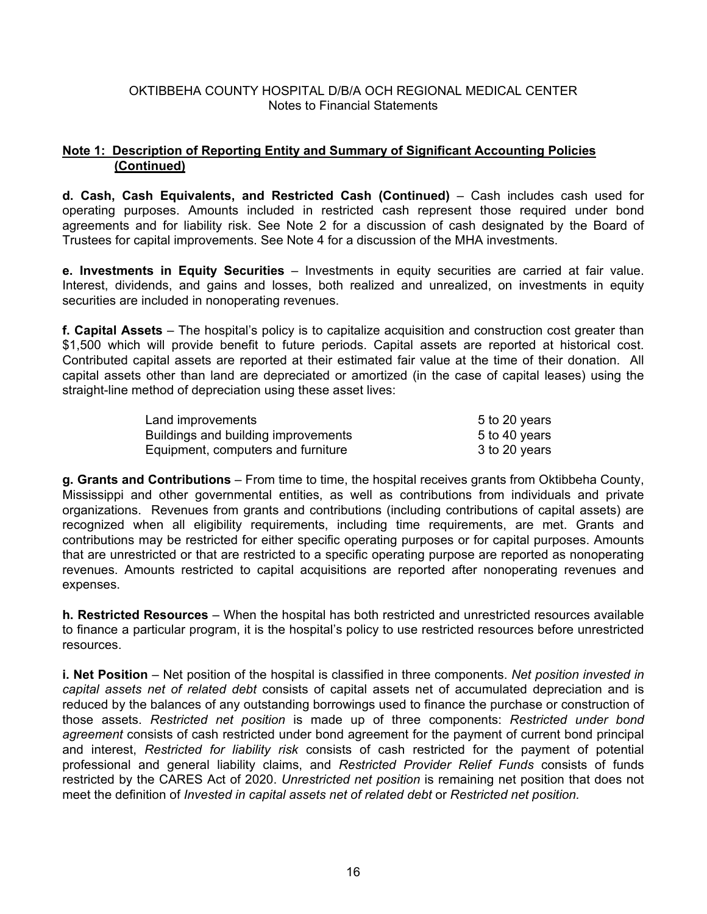OKTIBBEHA COUNTY HOSPITAL D/B/A OCH REGIONAL MEDICAL CENTER
Notes to Financial Statements

## Note 1: Description of Reporting Entity and Summary of Significant Accounting Policies (Continued)

**d. Cash, Cash Equivalents, and Restricted Cash (Continued)** – Cash includes cash used for operating purposes. Amounts included in restricted cash represent those required under bond agreements and for liability risk. See Note 2 for a discussion of cash designated by the Board of Trustees for capital improvements. See Note 4 for a discussion of the MHA investments.

**e. Investments in Equity Securities** – Investments in equity securities are carried at fair value. Interest, dividends, and gains and losses, both realized and unrealized, on investments in equity securities are included in nonoperating revenues.

**f. Capital Assets** – The hospital's policy is to capitalize acquisition and construction cost greater than $1,500 which will provide benefit to future periods. Capital assets are reported at historical cost. Contributed capital assets are reported at their estimated fair value at the time of their donation. All capital assets other than land are depreciated or amortized (in the case of capital leases) using the straight-line method of depreciation using these asset lives:

| | |
|---|---|
| Land improvements | 5 to 20 years |
| Buildings and building improvements | 5 to 40 years |
| Equipment, computers and furniture | 3 to 20 years |

**g. Grants and Contributions** – From time to time, the hospital receives grants from Oktibbeha County, Mississippi and other governmental entities, as well as contributions from individuals and private organizations. Revenues from grants and contributions (including contributions of capital assets) are recognized when all eligibility requirements, including time requirements, are met. Grants and contributions may be restricted for either specific operating purposes or for capital purposes. Amounts that are unrestricted or that are restricted to a specific operating purpose are reported as nonoperating revenues. Amounts restricted to capital acquisitions are reported after nonoperating revenues and expenses.

**h. Restricted Resources** – When the hospital has both restricted and unrestricted resources available to finance a particular program, it is the hospital's policy to use restricted resources before unrestricted resources.

**i. Net Position** – Net position of the hospital is classified in three components. *Net position invested in capital assets net of related debt* consists of capital assets net of accumulated depreciation and is reduced by the balances of any outstanding borrowings used to finance the purchase or construction of those assets. *Restricted net position* is made up of three components: *Restricted under bond agreement* consists of cash restricted under bond agreement for the payment of current bond principal and interest, *Restricted for liability risk* consists of cash restricted for the payment of potential professional and general liability claims, and *Restricted Provider Relief Funds* consists of funds restricted by the CARES Act of 2020. *Unrestricted net position* is remaining net position that does not meet the definition of *Invested in capital assets net of related debt* or *Restricted net position.*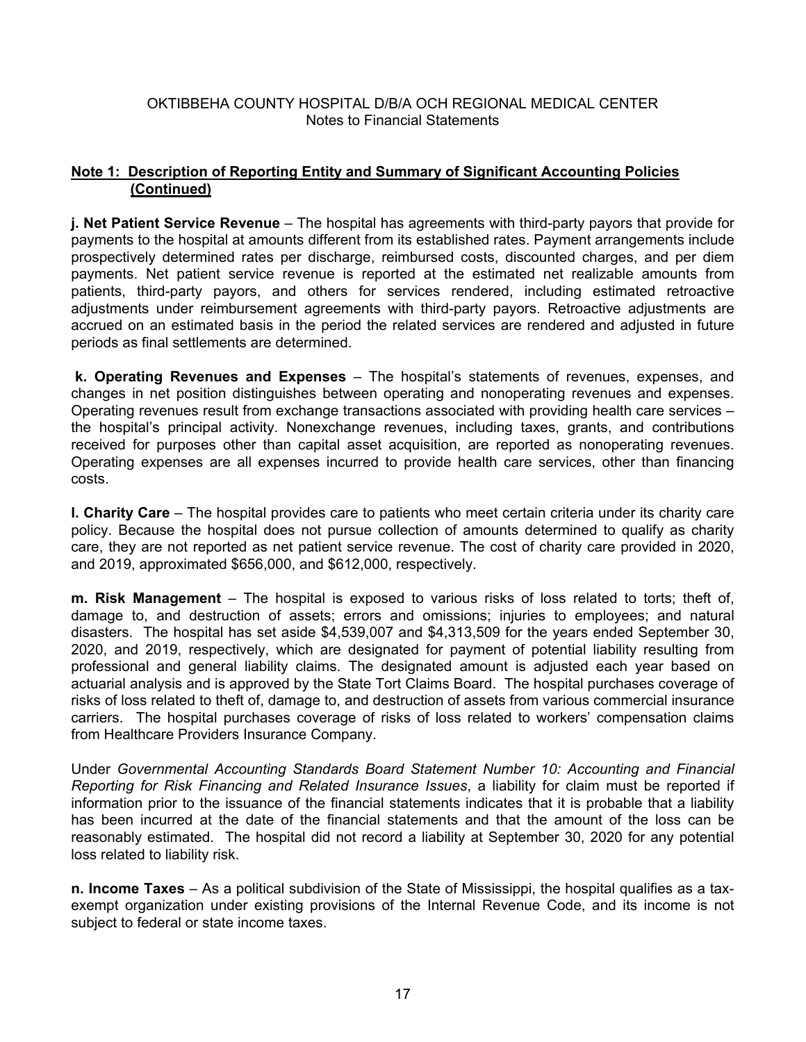## Note 1: Description of Reporting Entity and Summary of Significant Accounting Policies (Continued)

**j. Net Patient Service Revenue** – The hospital has agreements with third-party payors that provide for payments to the hospital at amounts different from its established rates. Payment arrangements include prospectively determined rates per discharge, reimbursed costs, discounted charges, and per diem payments. Net patient service revenue is reported at the estimated net realizable amounts from patients, third-party payors, and others for services rendered, including estimated retroactive adjustments under reimbursement agreements with third-party payors. Retroactive adjustments are accrued on an estimated basis in the period the related services are rendered and adjusted in future periods as final settlements are determined.

**k. Operating Revenues and Expenses** – The hospital's statements of revenues, expenses, and changes in net position distinguishes between operating and nonoperating revenues and expenses. Operating revenues result from exchange transactions associated with providing health care services – the hospital's principal activity. Nonexchange revenues, including taxes, grants, and contributions received for purposes other than capital asset acquisition, are reported as nonoperating revenues. Operating expenses are all expenses incurred to provide health care services, other than financing costs.

**l. Charity Care** – The hospital provides care to patients who meet certain criteria under its charity care policy. Because the hospital does not pursue collection of amounts determined to qualify as charity care, they are not reported as net patient service revenue. The cost of charity care provided in 2020, and 2019, approximated $656,000, and $612,000, respectively.

**m. Risk Management** – The hospital is exposed to various risks of loss related to torts; theft of, damage to, and destruction of assets; errors and omissions; injuries to employees; and natural disasters. The hospital has set aside $4,539,007 and $4,313,509 for the years ended September 30, 2020, and 2019, respectively, which are designated for payment of potential liability resulting from professional and general liability claims. The designated amount is adjusted each year based on actuarial analysis and is approved by the State Tort Claims Board. The hospital purchases coverage of risks of loss related to theft of, damage to, and destruction of assets from various commercial insurance carriers. The hospital purchases coverage of risks of loss related to workers' compensation claims from Healthcare Providers Insurance Company.

Under *Governmental Accounting Standards Board Statement Number 10: Accounting and Financial Reporting for Risk Financing and Related Insurance Issues*, a liability for claim must be reported if information prior to the issuance of the financial statements indicates that it is probable that a liability has been incurred at the date of the financial statements and that the amount of the loss can be reasonably estimated. The hospital did not record a liability at September 30, 2020 for any potential loss related to liability risk.

**n. Income Taxes** – As a political subdivision of the State of Mississippi, the hospital qualifies as a tax-exempt organization under existing provisions of the Internal Revenue Code, and its income is not subject to federal or state income taxes.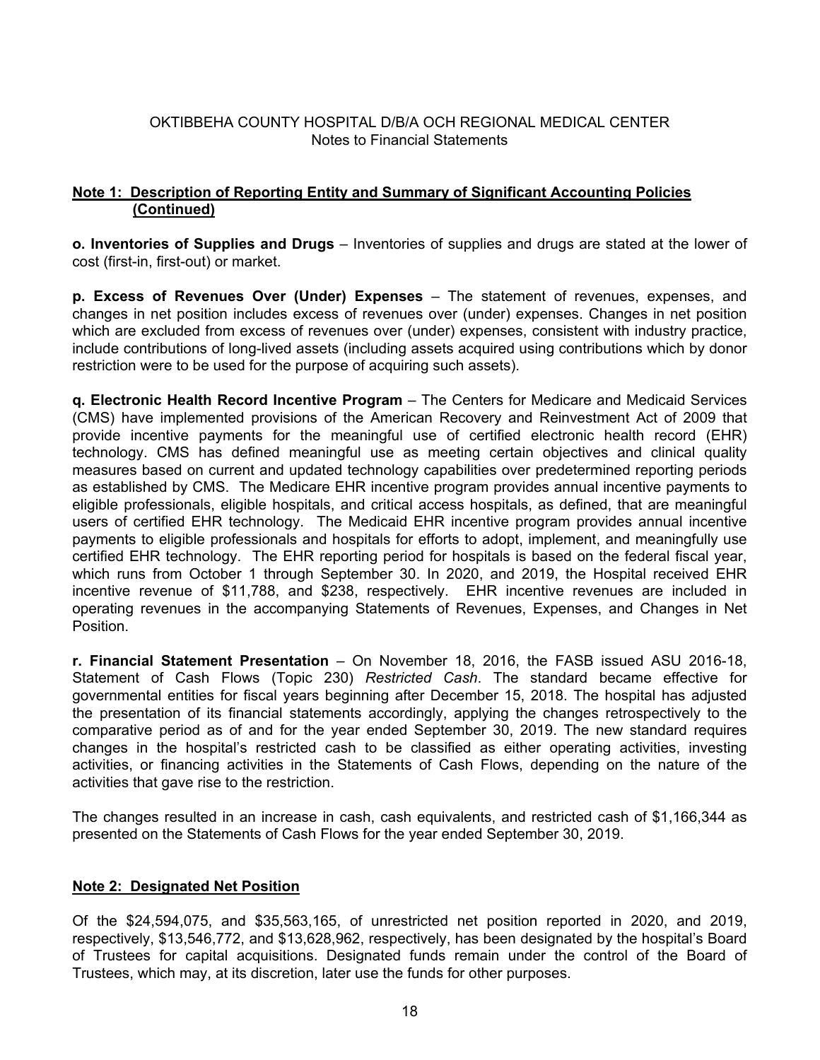# OKTIBBEHA COUNTY HOSPITAL D/B/A OCH REGIONAL MEDICAL CENTER

Notes to Financial Statements

## Note 1: Description of Reporting Entity and Summary of Significant Accounting Policies (Continued)

**o. Inventories of Supplies and Drugs** – Inventories of supplies and drugs are stated at the lower of cost (first-in, first-out) or market.

**p. Excess of Revenues Over (Under) Expenses** – The statement of revenues, expenses, and changes in net position includes excess of revenues over (under) expenses. Changes in net position which are excluded from excess of revenues over (under) expenses, consistent with industry practice, include contributions of long-lived assets (including assets acquired using contributions which by donor restriction were to be used for the purpose of acquiring such assets).

**q. Electronic Health Record Incentive Program** – The Centers for Medicare and Medicaid Services (CMS) have implemented provisions of the American Recovery and Reinvestment Act of 2009 that provide incentive payments for the meaningful use of certified electronic health record (EHR) technology. CMS has defined meaningful use as meeting certain objectives and clinical quality measures based on current and updated technology capabilities over predetermined reporting periods as established by CMS. The Medicare EHR incentive program provides annual incentive payments to eligible professionals, eligible hospitals, and critical access hospitals, as defined, that are meaningful users of certified EHR technology. The Medicaid EHR incentive program provides annual incentive payments to eligible professionals and hospitals for efforts to adopt, implement, and meaningfully use certified EHR technology. The EHR reporting period for hospitals is based on the federal fiscal year, which runs from October 1 through September 30. In 2020, and 2019, the Hospital received EHR incentive revenue of $11,788, and $238, respectively. EHR incentive revenues are included in operating revenues in the accompanying Statements of Revenues, Expenses, and Changes in Net Position.

**r. Financial Statement Presentation** – On November 18, 2016, the FASB issued ASU 2016-18, Statement of Cash Flows (Topic 230) *Restricted Cash*. The standard became effective for governmental entities for fiscal years beginning after December 15, 2018. The hospital has adjusted the presentation of its financial statements accordingly, applying the changes retrospectively to the comparative period as of and for the year ended September 30, 2019. The new standard requires changes in the hospital's restricted cash to be classified as either operating activities, investing activities, or financing activities in the Statements of Cash Flows, depending on the nature of the activities that gave rise to the restriction.

The changes resulted in an increase in cash, cash equivalents, and restricted cash of $1,166,344 as presented on the Statements of Cash Flows for the year ended September 30, 2019.

## Note 2: Designated Net Position

Of the $24,594,075, and $35,563,165, of unrestricted net position reported in 2020, and 2019, respectively, $13,546,772, and $13,628,962, respectively, has been designated by the hospital's Board of Trustees for capital acquisitions. Designated funds remain under the control of the Board of Trustees, which may, at its discretion, later use the funds for other purposes.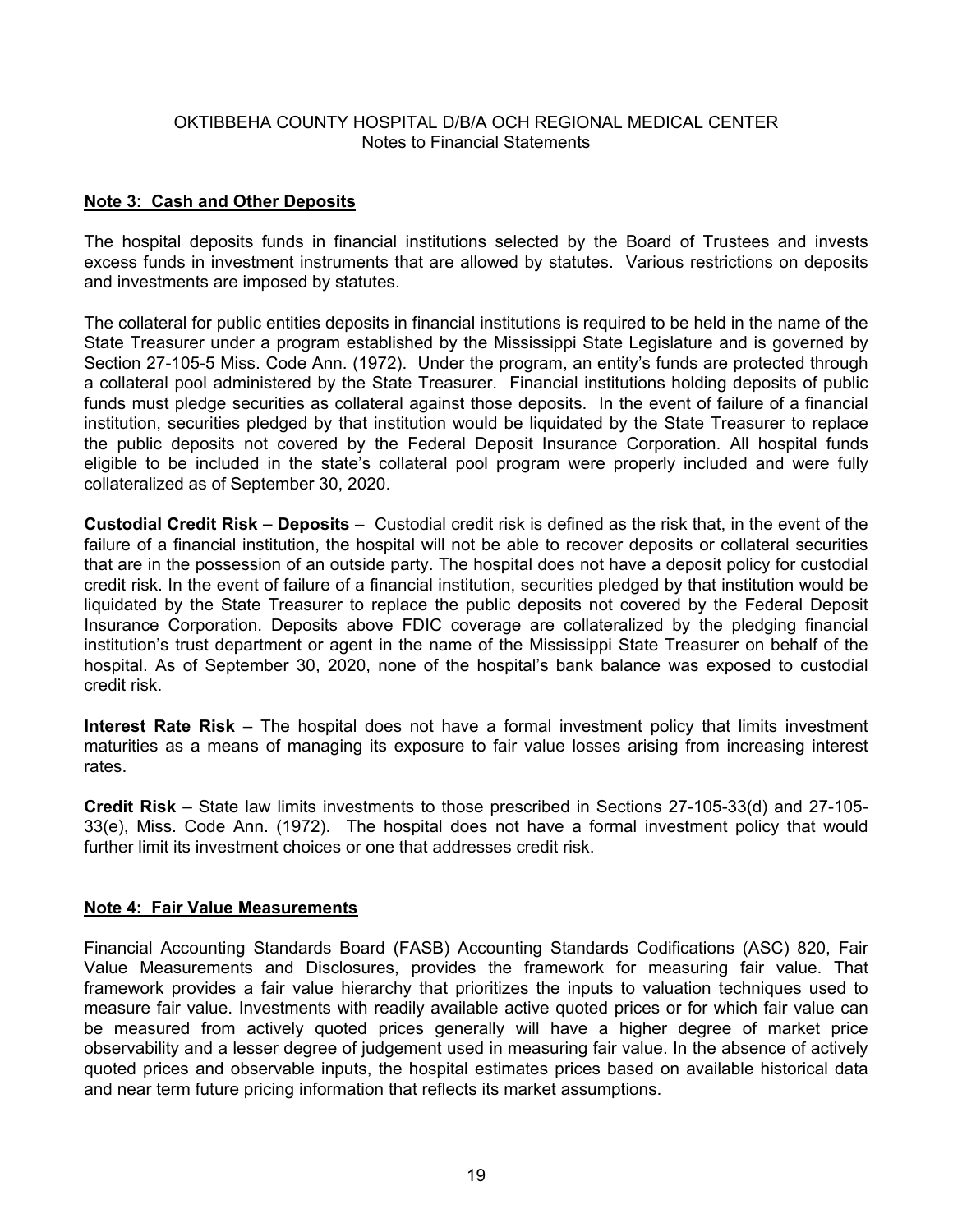OKTIBBEHA COUNTY HOSPITAL D/B/A OCH REGIONAL MEDICAL CENTER
Notes to Financial Statements

## Note 3: Cash and Other Deposits

The hospital deposits funds in financial institutions selected by the Board of Trustees and invests excess funds in investment instruments that are allowed by statutes. Various restrictions on deposits and investments are imposed by statutes.

The collateral for public entities deposits in financial institutions is required to be held in the name of the State Treasurer under a program established by the Mississippi State Legislature and is governed by Section 27-105-5 Miss. Code Ann. (1972). Under the program, an entity's funds are protected through a collateral pool administered by the State Treasurer. Financial institutions holding deposits of public funds must pledge securities as collateral against those deposits. In the event of failure of a financial institution, securities pledged by that institution would be liquidated by the State Treasurer to replace the public deposits not covered by the Federal Deposit Insurance Corporation. All hospital funds eligible to be included in the state's collateral pool program were properly included and were fully collateralized as of September 30, 2020.

**Custodial Credit Risk – Deposits** – Custodial credit risk is defined as the risk that, in the event of the failure of a financial institution, the hospital will not be able to recover deposits or collateral securities that are in the possession of an outside party. The hospital does not have a deposit policy for custodial credit risk. In the event of failure of a financial institution, securities pledged by that institution would be liquidated by the State Treasurer to replace the public deposits not covered by the Federal Deposit Insurance Corporation. Deposits above FDIC coverage are collateralized by the pledging financial institution's trust department or agent in the name of the Mississippi State Treasurer on behalf of the hospital. As of September 30, 2020, none of the hospital's bank balance was exposed to custodial credit risk.

**Interest Rate Risk** – The hospital does not have a formal investment policy that limits investment maturities as a means of managing its exposure to fair value losses arising from increasing interest rates.

**Credit Risk** – State law limits investments to those prescribed in Sections 27-105-33(d) and 27-105-33(e), Miss. Code Ann. (1972). The hospital does not have a formal investment policy that would further limit its investment choices or one that addresses credit risk.

## Note 4: Fair Value Measurements

Financial Accounting Standards Board (FASB) Accounting Standards Codifications (ASC) 820, Fair Value Measurements and Disclosures, provides the framework for measuring fair value. That framework provides a fair value hierarchy that prioritizes the inputs to valuation techniques used to measure fair value. Investments with readily available active quoted prices or for which fair value can be measured from actively quoted prices generally will have a higher degree of market price observability and a lesser degree of judgement used in measuring fair value. In the absence of actively quoted prices and observable inputs, the hospital estimates prices based on available historical data and near term future pricing information that reflects its market assumptions.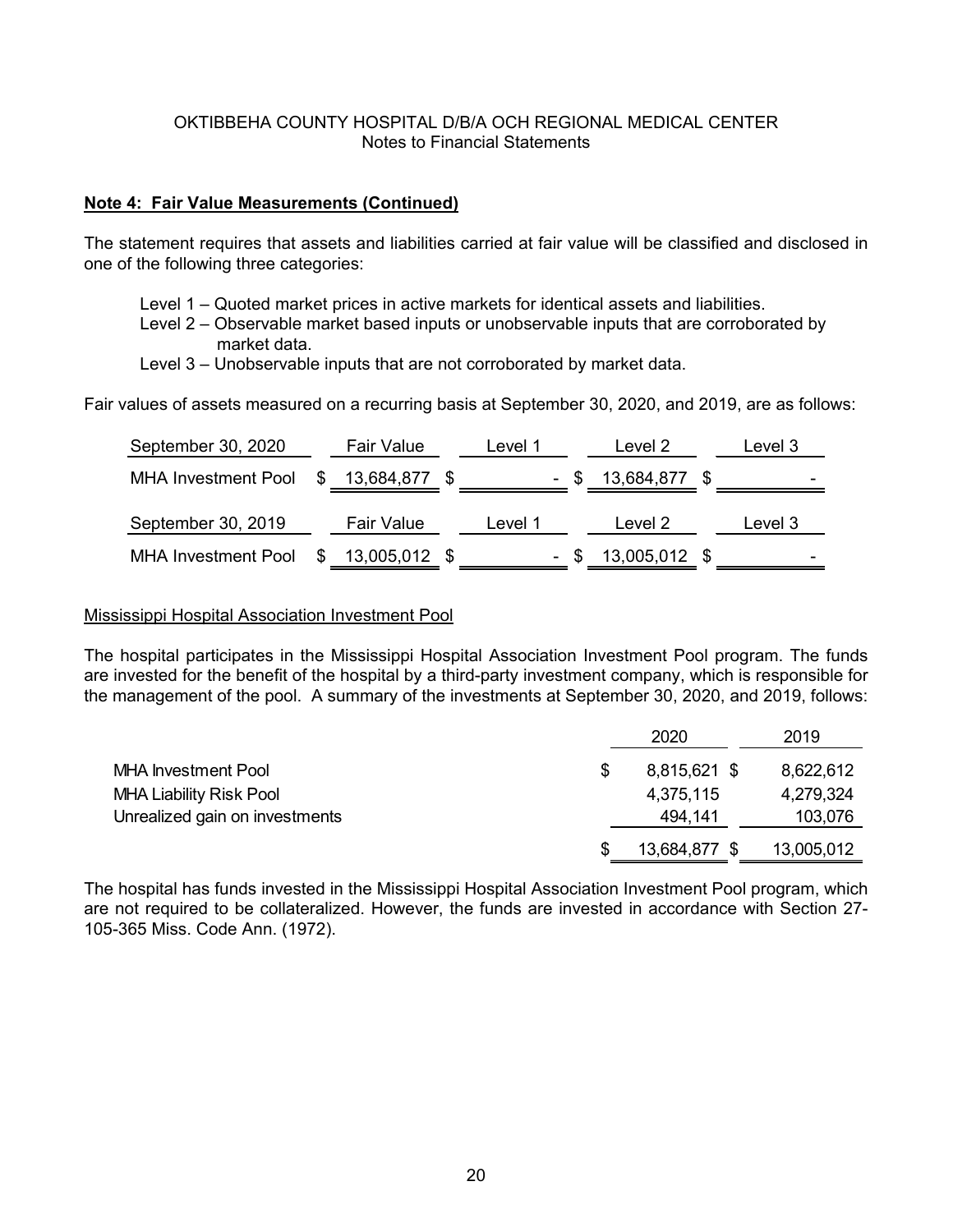OKTIBBEHA COUNTY HOSPITAL D/B/A OCH REGIONAL MEDICAL CENTER
Notes to Financial Statements

**Note 4: Fair Value Measurements (Continued)**

The statement requires that assets and liabilities carried at fair value will be classified and disclosed in one of the following three categories:

Level 1 – Quoted market prices in active markets for identical assets and liabilities.
Level 2 – Observable market based inputs or unobservable inputs that are corroborated by market data.
Level 3 – Unobservable inputs that are not corroborated by market data.

Fair values of assets measured on a recurring basis at September 30, 2020, and 2019, are as follows:

| September 30, 2020 | Fair Value | Level 1 | Level 2 | Level 3 |
|---|---|---|---|---|
| MHA Investment Pool | $ 13,684,877 | $ - | $ 13,684,877 | $ - |

| September 30, 2019 | Fair Value | Level 1 | Level 2 | Level 3 |
|---|---|---|---|---|
| MHA Investment Pool | $ 13,005,012 | $ - | $ 13,005,012 | $ - |

Mississippi Hospital Association Investment Pool

The hospital participates in the Mississippi Hospital Association Investment Pool program. The funds are invested for the benefit of the hospital by a third-party investment company, which is responsible for the management of the pool. A summary of the investments at September 30, 2020, and 2019, follows:

| | 2020 | 2019 |
|---|---|---|
| MHA Investment Pool | $ 8,815,621 | $ 8,622,612 |
| MHA Liability Risk Pool | 4,375,115 | 4,279,324 |
| Unrealized gain on investments | 494,141 | 103,076 |
| | $ 13,684,877 | $ 13,005,012 |

The hospital has funds invested in the Mississippi Hospital Association Investment Pool program, which are not required to be collateralized. However, the funds are invested in accordance with Section 27-105-365 Miss. Code Ann. (1972).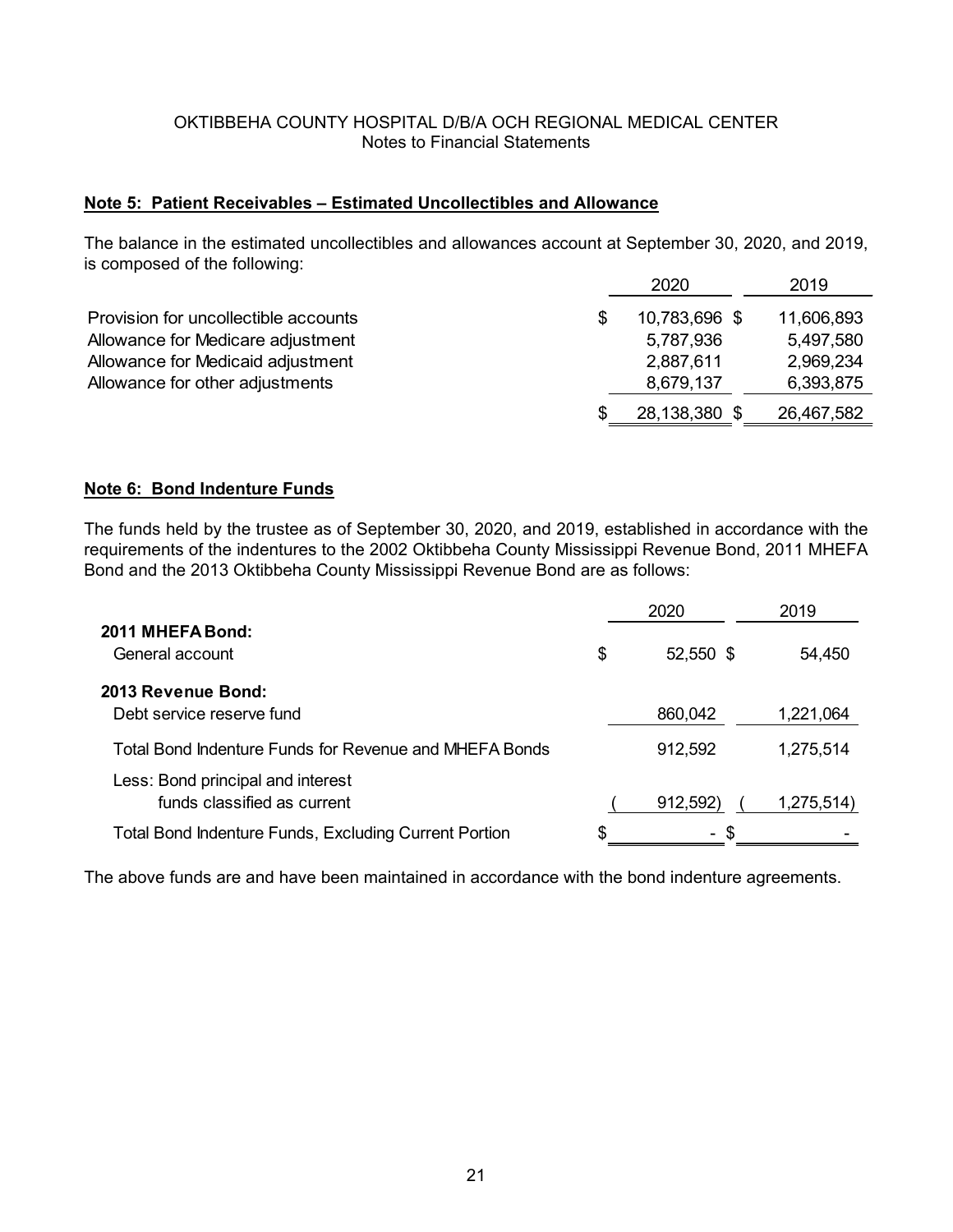OKTIBBEHA COUNTY HOSPITAL D/B/A OCH REGIONAL MEDICAL CENTER
Notes to Financial Statements

## Note 5: Patient Receivables – Estimated Uncollectibles and Allowance

The balance in the estimated uncollectibles and allowances account at September 30, 2020, and 2019, is composed of the following:

| | 2020 | 2019 |
|---|---|---|
| Provision for uncollectible accounts | $ 10,783,696 | $ 11,606,893 |
| Allowance for Medicare adjustment | 5,787,936 | 5,497,580 |
| Allowance for Medicaid adjustment | 2,887,611 | 2,969,234 |
| Allowance for other adjustments | 8,679,137 | 6,393,875 |
| | $ 28,138,380 | $ 26,467,582 |

## Note 6: Bond Indenture Funds

The funds held by the trustee as of September 30, 2020, and 2019, established in accordance with the requirements of the indentures to the 2002 Oktibbeha County Mississippi Revenue Bond, 2011 MHEFA Bond and the 2013 Oktibbeha County Mississippi Revenue Bond are as follows:

| | 2020 | 2019 |
|---|---|---|
| **2011 MHEFA Bond:** | | |
| General account | $ 52,550 | $ 54,450 |
| **2013 Revenue Bond:** | | |
| Debt service reserve fund | 860,042 | 1,221,064 |
| Total Bond Indenture Funds for Revenue and MHEFA Bonds | 912,592 | 1,275,514 |
| Less: Bond principal and interest funds classified as current | (912,592) | (1,275,514) |
| Total Bond Indenture Funds, Excluding Current Portion | $ - | $ - |

The above funds are and have been maintained in accordance with the bond indenture agreements.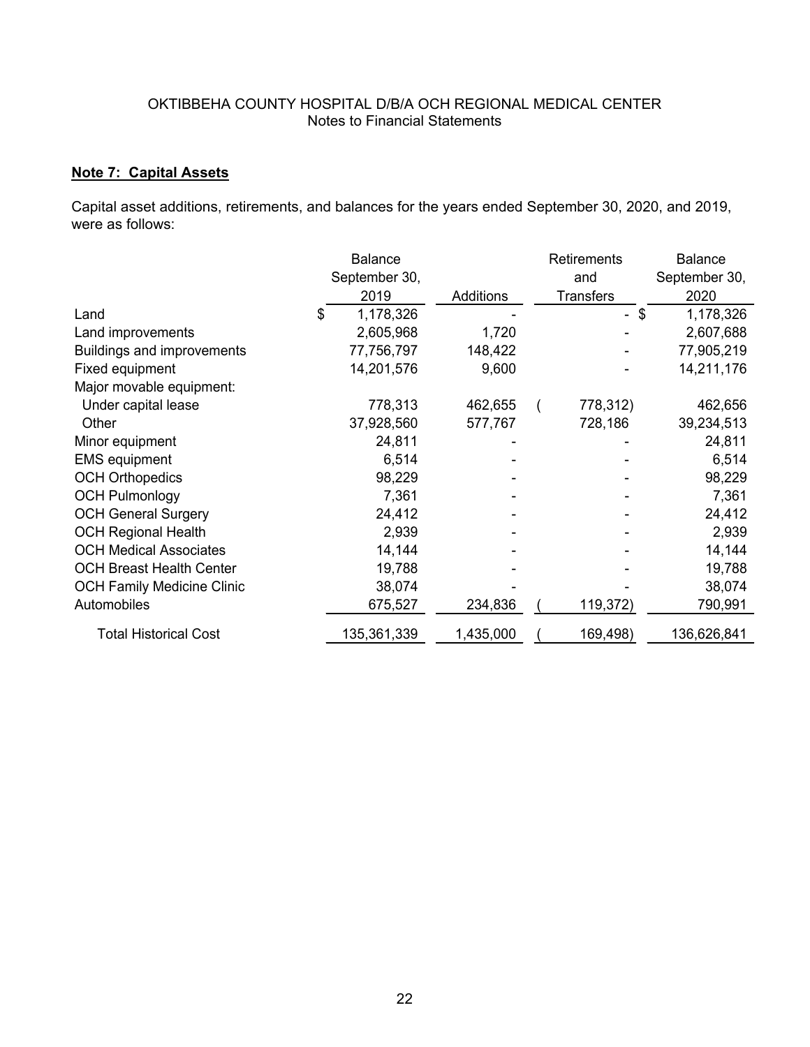OKTIBBEHA COUNTY HOSPITAL D/B/A OCH REGIONAL MEDICAL CENTER
Notes to Financial Statements

## Note 7: Capital Assets

Capital asset additions, retirements, and balances for the years ended September 30, 2020, and 2019, were as follows:

| | Balance September 30, 2019 | Additions | Retirements and Transfers | Balance September 30, 2020 |
|---|---|---|---|---|
| Land | $ 1,178,326 | - | - | $ 1,178,326 |
| Land improvements | 2,605,968 | 1,720 | - | 2,607,688 |
| Buildings and improvements | 77,756,797 | 148,422 | - | 77,905,219 |
| Fixed equipment | 14,201,576 | 9,600 | - | 14,211,176 |
| Major movable equipment: | | | | |
| Under capital lease | 778,313 | 462,655 | ( 778,312) | 462,656 |
| Other | 37,928,560 | 577,767 | 728,186 | 39,234,513 |
| Minor equipment | 24,811 | - | - | 24,811 |
| EMS equipment | 6,514 | - | - | 6,514 |
| OCH Orthopedics | 98,229 | - | - | 98,229 |
| OCH Pulmonlogy | 7,361 | - | - | 7,361 |
| OCH General Surgery | 24,412 | - | - | 24,412 |
| OCH Regional Health | 2,939 | - | - | 2,939 |
| OCH Medical Associates | 14,144 | - | - | 14,144 |
| OCH Breast Health Center | 19,788 | - | - | 19,788 |
| OCH Family Medicine Clinic | 38,074 | - | - | 38,074 |
| Automobiles | 675,527 | 234,836 | ( 119,372) | 790,991 |
| Total Historical Cost | 135,361,339 | 1,435,000 | ( 169,498) | 136,626,841 |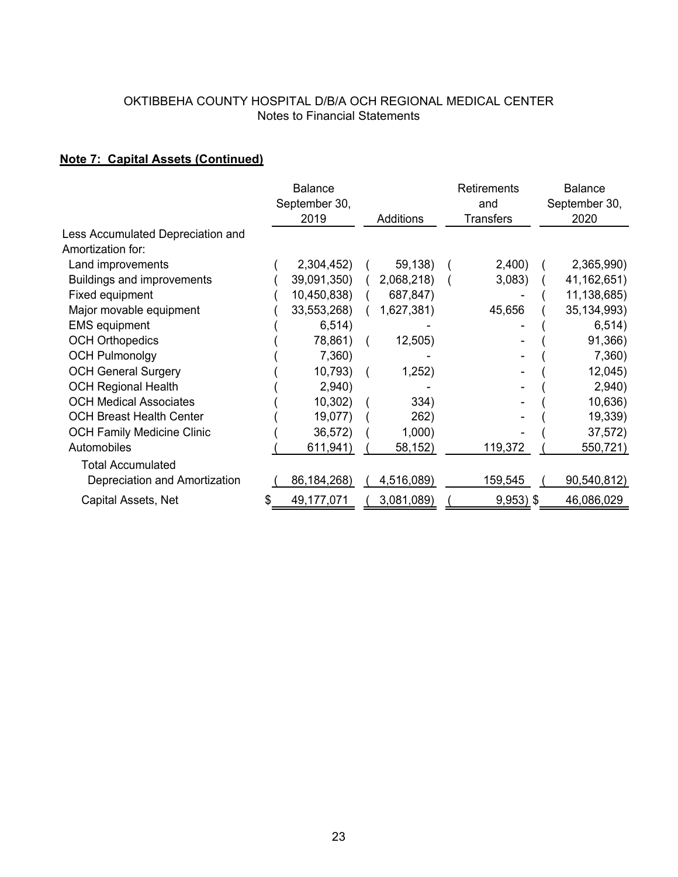OKTIBBEHA COUNTY HOSPITAL D/B/A OCH REGIONAL MEDICAL CENTER
Notes to Financial Statements

**Note 7: Capital Assets (Continued)**

| | Balance September 30, 2019 | Additions | Retirements and Transfers | Balance September 30, 2020 |
|---|---|---|---|---|
| Less Accumulated Depreciation and Amortization for: | | | | |
| Land improvements | ( 2,304,452) | ( 59,138) | ( 2,400) | ( 2,365,990) |
| Buildings and improvements | ( 39,091,350) | ( 2,068,218) | ( 3,083) | ( 41,162,651) |
| Fixed equipment | ( 10,450,838) | ( 687,847) | - | ( 11,138,685) |
| Major movable equipment | ( 33,553,268) | ( 1,627,381) | 45,656 | ( 35,134,993) |
| EMS equipment | ( 6,514) | - | - | ( 6,514) |
| OCH Orthopedics | ( 78,861) | ( 12,505) | - | ( 91,366) |
| OCH Pulmonolgy | ( 7,360) | - | - | ( 7,360) |
| OCH General Surgery | ( 10,793) | ( 1,252) | - | ( 12,045) |
| OCH Regional Health | ( 2,940) | - | - | ( 2,940) |
| OCH Medical Associates | ( 10,302) | ( 334) | - | ( 10,636) |
| OCH Breast Health Center | ( 19,077) | ( 262) | - | ( 19,339) |
| OCH Family Medicine Clinic | ( 36,572) | ( 1,000) | - | ( 37,572) |
| Automobiles | ( 611,941) | ( 58,152) | 119,372 | ( 550,721) |
| Total Accumulated Depreciation and Amortization | ( 86,184,268) | ( 4,516,089) | 159,545 | ( 90,540,812) |
| Capital Assets, Net | $ 49,177,071 | ( 3,081,089) | ( 9,953) | $ 46,086,029 |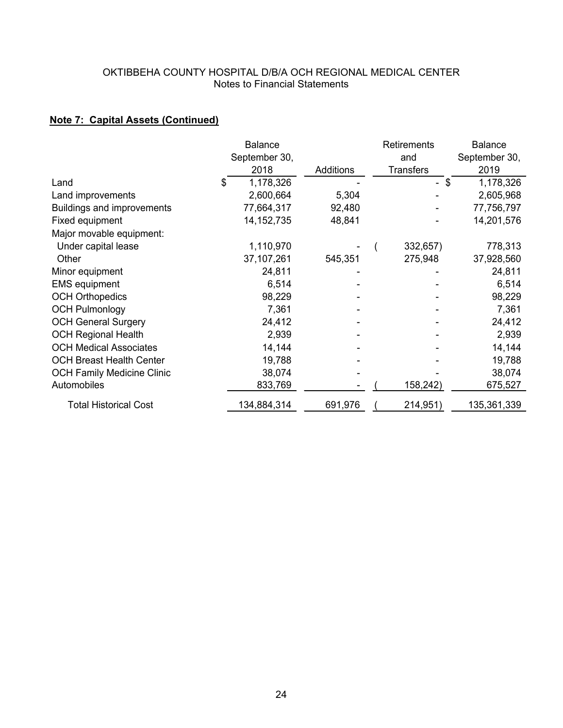OKTIBBEHA COUNTY HOSPITAL D/B/A OCH REGIONAL MEDICAL CENTER
Notes to Financial Statements

**Note 7: Capital Assets (Continued)**

| | Balance September 30, 2018 | Additions | Retirements and Transfers | Balance September 30, 2019 |
|---|---|---|---|---|
| Land | $ 1,178,326 | - | - | $ 1,178,326 |
| Land improvements | 2,600,664 | 5,304 | - | 2,605,968 |
| Buildings and improvements | 77,664,317 | 92,480 | - | 77,756,797 |
| Fixed equipment | 14,152,735 | 48,841 | - | 14,201,576 |
| Major movable equipment: | | | | |
| Under capital lease | 1,110,970 | - | ( 332,657) | 778,313 |
| Other | 37,107,261 | 545,351 | 275,948 | 37,928,560 |
| Minor equipment | 24,811 | - | - | 24,811 |
| EMS equipment | 6,514 | - | - | 6,514 |
| OCH Orthopedics | 98,229 | - | - | 98,229 |
| OCH Pulmonlogy | 7,361 | - | - | 7,361 |
| OCH General Surgery | 24,412 | - | - | 24,412 |
| OCH Regional Health | 2,939 | - | - | 2,939 |
| OCH Medical Associates | 14,144 | - | - | 14,144 |
| OCH Breast Health Center | 19,788 | - | - | 19,788 |
| OCH Family Medicine Clinic | 38,074 | - | - | 38,074 |
| Automobiles | 833,769 | - | ( 158,242) | 675,527 |
| Total Historical Cost | 134,884,314 | 691,976 | ( 214,951) | 135,361,339 |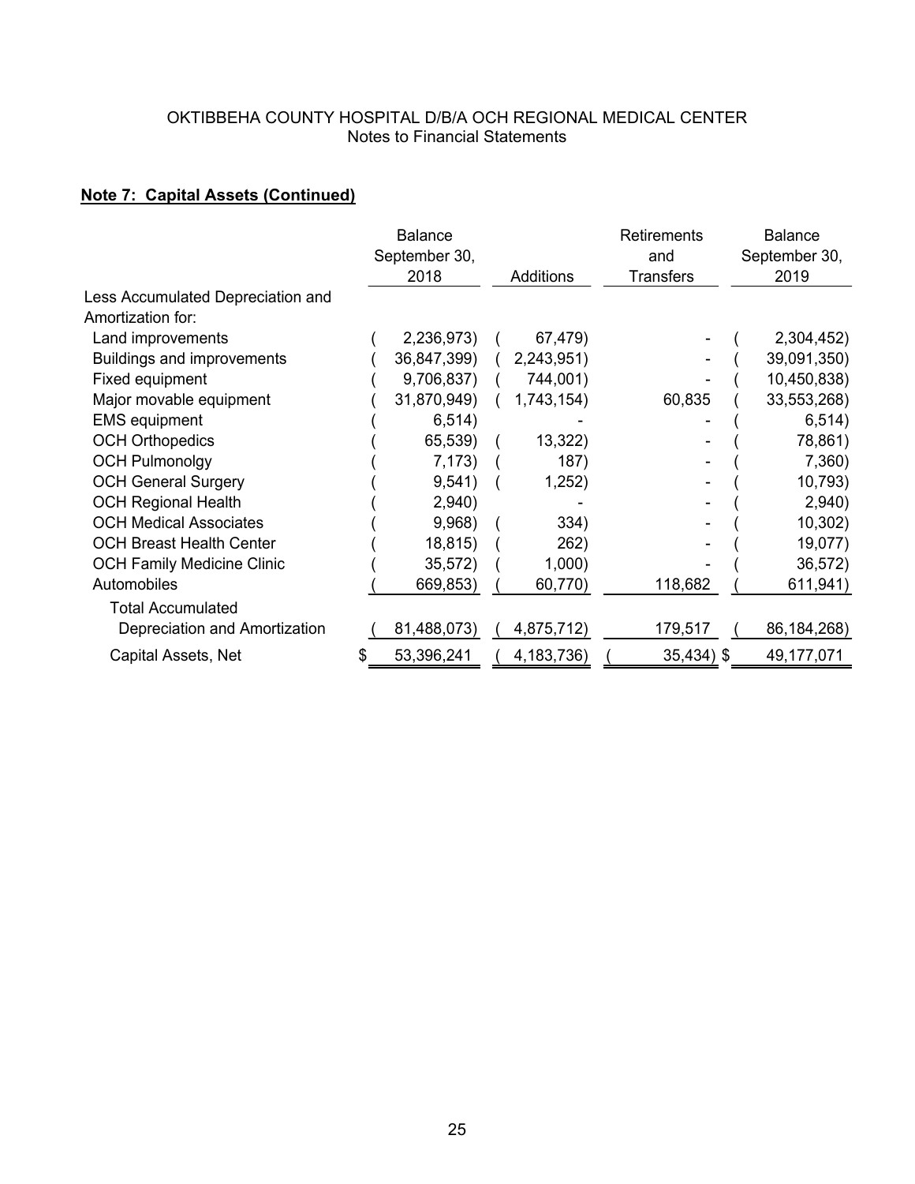OKTIBBEHA COUNTY HOSPITAL D/B/A OCH REGIONAL MEDICAL CENTER
Notes to Financial Statements

**Note 7: Capital Assets (Continued)**

| | Balance September 30, 2018 | Additions | Retirements and Transfers | Balance September 30, 2019 |
|---|---|---|---|---|
| Less Accumulated Depreciation and Amortization for: | | | | |
| Land improvements | ( 2,236,973) | ( 67,479) | - | ( 2,304,452) |
| Buildings and improvements | ( 36,847,399) | ( 2,243,951) | - | ( 39,091,350) |
| Fixed equipment | ( 9,706,837) | ( 744,001) | - | ( 10,450,838) |
| Major movable equipment | ( 31,870,949) | ( 1,743,154) | 60,835 | ( 33,553,268) |
| EMS equipment | ( 6,514) | - | - | ( 6,514) |
| OCH Orthopedics | ( 65,539) | ( 13,322) | - | ( 78,861) |
| OCH Pulmonolgy | ( 7,173) | ( 187) | - | ( 7,360) |
| OCH General Surgery | ( 9,541) | ( 1,252) | - | ( 10,793) |
| OCH Regional Health | ( 2,940) | - | - | ( 2,940) |
| OCH Medical Associates | ( 9,968) | ( 334) | - | ( 10,302) |
| OCH Breast Health Center | ( 18,815) | ( 262) | - | ( 19,077) |
| OCH Family Medicine Clinic | ( 35,572) | ( 1,000) | - | ( 36,572) |
| Automobiles | ( 669,853) | ( 60,770) | 118,682 | ( 611,941) |
| Total Accumulated Depreciation and Amortization | ( 81,488,073) | ( 4,875,712) | 179,517 | ( 86,184,268) |
| Capital Assets, Net | $ 53,396,241 | ( 4,183,736) | ( 35,434) | $ 49,177,071 |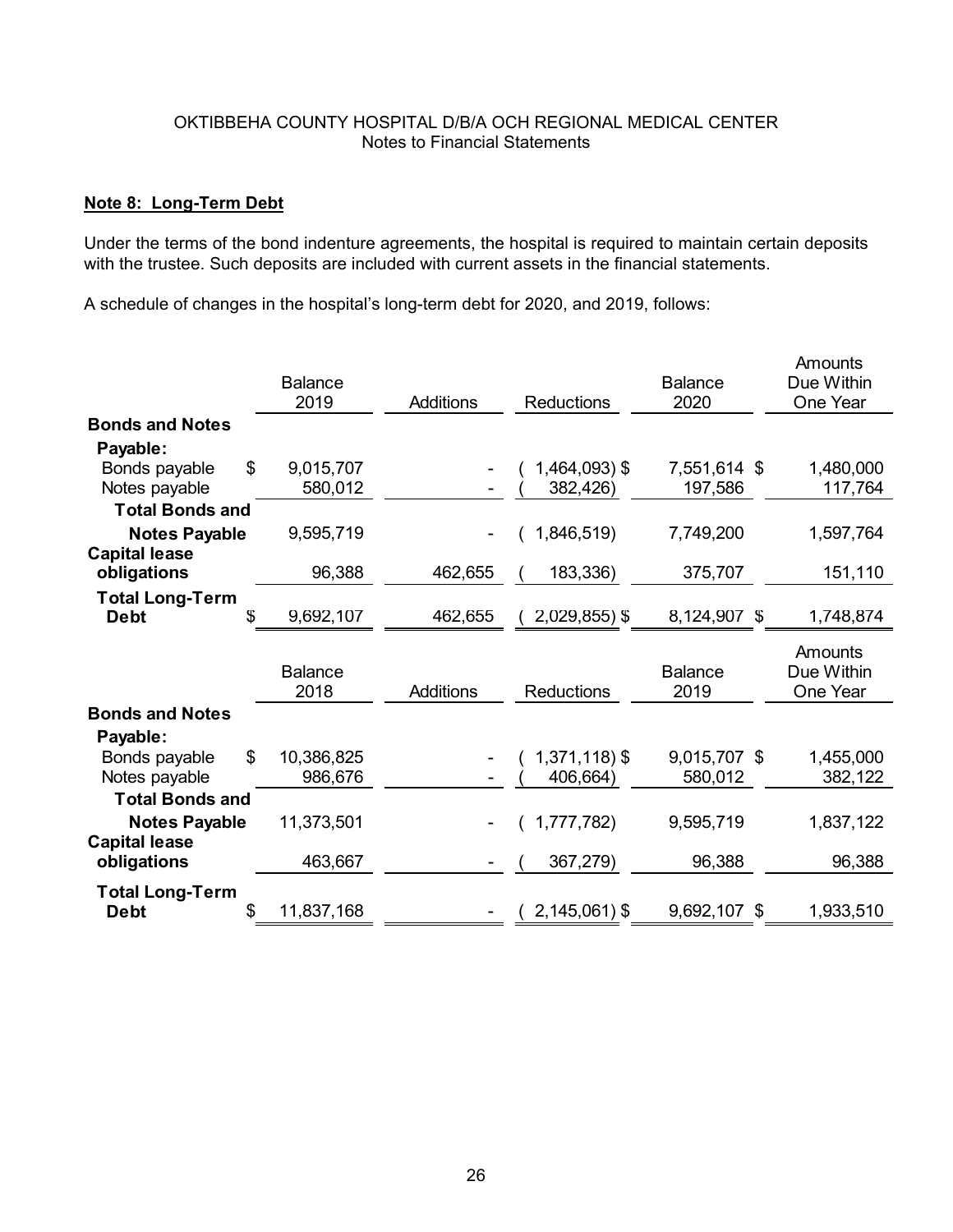OKTIBBEHA COUNTY HOSPITAL D/B/A OCH REGIONAL MEDICAL CENTER
Notes to Financial Statements

**Note 8: Long-Term Debt**

Under the terms of the bond indenture agreements, the hospital is required to maintain certain deposits with the trustee. Such deposits are included with current assets in the financial statements.

A schedule of changes in the hospital's long-term debt for 2020, and 2019, follows:

| | Balance 2019 | Additions | Reductions | Balance 2020 | Amounts Due Within One Year |
|---|---|---|---|---|---|
| **Bonds and Notes Payable:** | | | | | |
| Bonds payable | $ 9,015,707 | - | ( 1,464,093) $ | 7,551,614 $ | 1,480,000 |
| Notes payable | 580,012 | - | ( 382,426) | 197,586 | 117,764 |
| **Total Bonds and Notes Payable** | 9,595,719 | - | ( 1,846,519) | 7,749,200 | 1,597,764 |
| **Capital lease obligations** | 96,388 | 462,655 | ( 183,336) | 375,707 | 151,110 |
| **Total Long-Term Debt** | $ 9,692,107 | 462,655 | ( 2,029,855) $ | 8,124,907 $ | 1,748,874 |

| | Balance 2018 | Additions | Reductions | Balance 2019 | Amounts Due Within One Year |
|---|---|---|---|---|---|
| **Bonds and Notes Payable:** | | | | | |
| Bonds payable | $ 10,386,825 | - | ( 1,371,118) $ | 9,015,707 $ | 1,455,000 |
| Notes payable | 986,676 | - | ( 406,664) | 580,012 | 382,122 |
| **Total Bonds and Notes Payable** | 11,373,501 | - | ( 1,777,782) | 9,595,719 | 1,837,122 |
| **Capital lease obligations** | 463,667 | - | ( 367,279) | 96,388 | 96,388 |
| **Total Long-Term Debt** | $ 11,837,168 | - | ( 2,145,061) $ | 9,692,107 $ | 1,933,510 |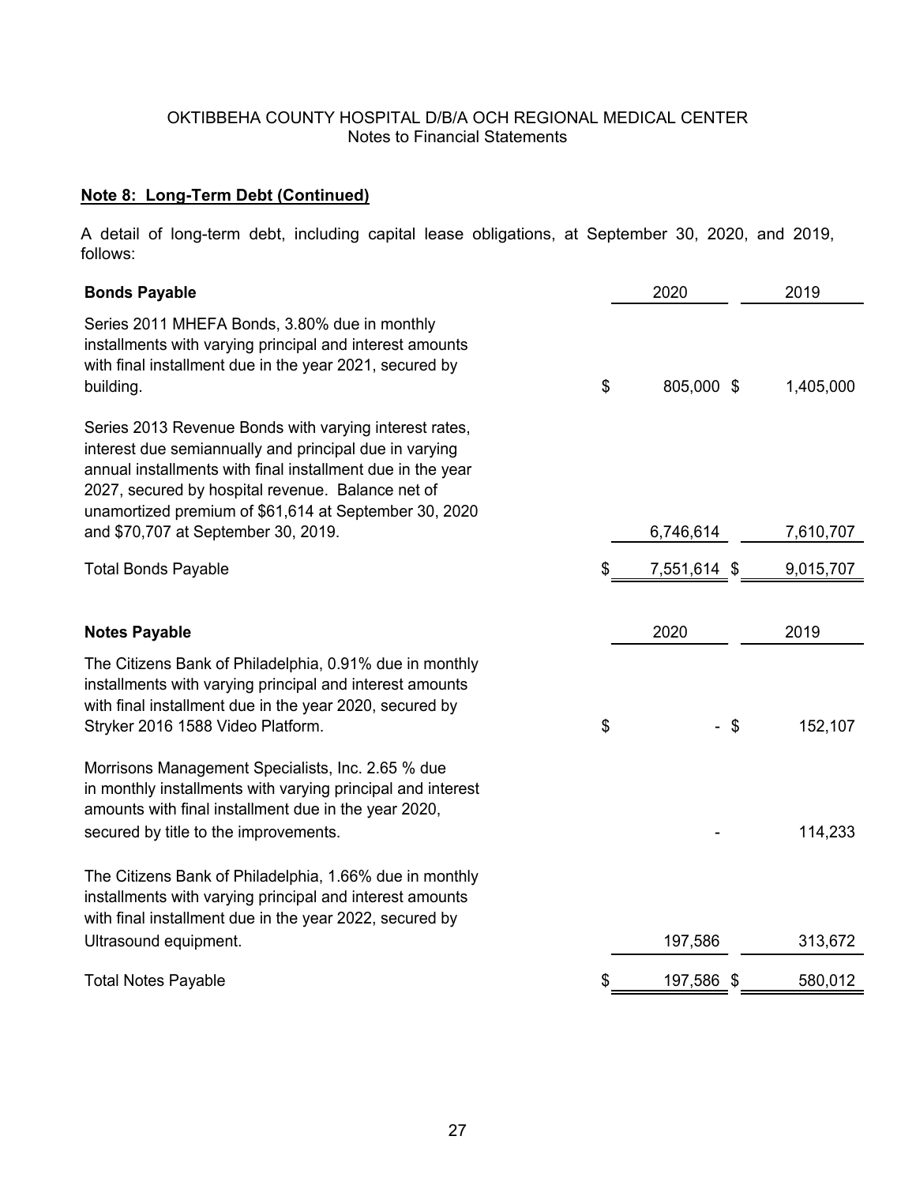OKTIBBEHA COUNTY HOSPITAL D/B/A OCH REGIONAL MEDICAL CENTER
Notes to Financial Statements

**Note 8: Long-Term Debt (Continued)**

A detail of long-term debt, including capital lease obligations, at September 30, 2020, and 2019, follows:

| **Bonds Payable** | 2020 | 2019 |
|---|---|---|
| Series 2011 MHEFA Bonds, 3.80% due in monthly installments with varying principal and interest amounts with final installment due in the year 2021, secured by building. | $ 805,000 | $ 1,405,000 |
| Series 2013 Revenue Bonds with varying interest rates, interest due semiannually and principal due in varying annual installments with final installment due in the year 2027, secured by hospital revenue. Balance net of unamortized premium of $61,614 at September 30, 2020 and $70,707 at September 30, 2019. | 6,746,614 | 7,610,707 |
| Total Bonds Payable | $ 7,551,614 | $ 9,015,707 |

| **Notes Payable** | 2020 | 2019 |
|---|---|---|
| The Citizens Bank of Philadelphia, 0.91% due in monthly installments with varying principal and interest amounts with final installment due in the year 2020, secured by Stryker 2016 1588 Video Platform. | $ - | $ 152,107 |
| Morrisons Management Specialists, Inc. 2.65 % due in monthly installments with varying principal and interest amounts with final installment due in the year 2020, secured by title to the improvements. | - | 114,233 |
| The Citizens Bank of Philadelphia, 1.66% due in monthly installments with varying principal and interest amounts with final installment due in the year 2022, secured by Ultrasound equipment. | 197,586 | 313,672 |
| Total Notes Payable | $ 197,586 | $ 580,012 |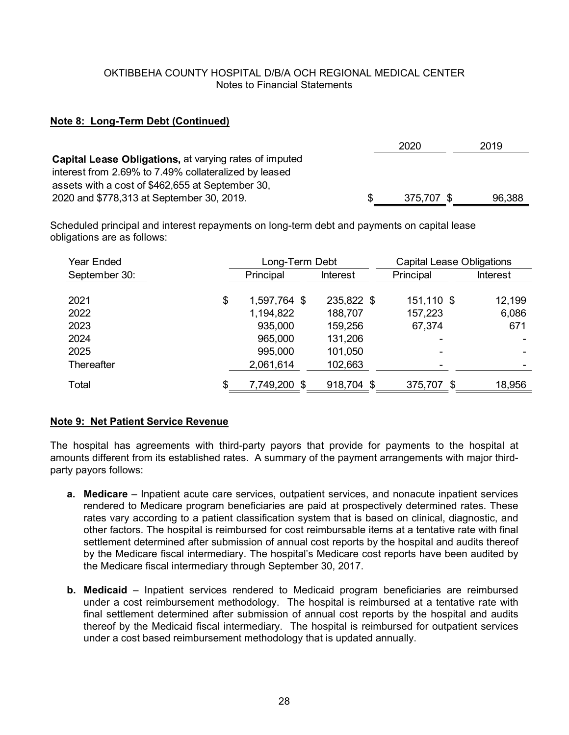**Note 8: Long-Term Debt (Continued)**

| | 2020 | 2019 |
|---|---|---|
| **Capital Lease Obligations,** at varying rates of imputed interest from 2.69% to 7.49% collateralized by leased assets with a cost of $462,655 at September 30, 2020 and $778,313 at September 30, 2019. | $ 375,707 | $ 96,388 |

Scheduled principal and interest repayments on long-term debt and payments on capital lease obligations are as follows:

| Year Ended September 30: | Long-Term Debt | | Capital Lease Obligations | |
|---|---|---|---|---|
| | Principal | Interest | Principal | Interest |
| 2021 | $ 1,597,764 | $ 235,822 | $ 151,110 | $ 12,199 |
| 2022 | 1,194,822 | 188,707 | 157,223 | 6,086 |
| 2023 | 935,000 | 159,256 | 67,374 | 671 |
| 2024 | 965,000 | 131,206 | - | - |
| 2025 | 995,000 | 101,050 | - | - |
| Thereafter | 2,061,614 | 102,663 | - | - |
| Total | $ 7,749,200 | $ 918,704 | $ 375,707 | $ 18,956 |

**Note 9: Net Patient Service Revenue**

The hospital has agreements with third-party payors that provide for payments to the hospital at amounts different from its established rates. A summary of the payment arrangements with major third-party payors follows:

- **a. Medicare** – Inpatient acute care services, outpatient services, and nonacute inpatient services rendered to Medicare program beneficiaries are paid at prospectively determined rates. These rates vary according to a patient classification system that is based on clinical, diagnostic, and other factors. The hospital is reimbursed for cost reimbursable items at a tentative rate with final settlement determined after submission of annual cost reports by the hospital and audits thereof by the Medicare fiscal intermediary. The hospital's Medicare cost reports have been audited by the Medicare fiscal intermediary through September 30, 2017.

- **b. Medicaid** – Inpatient services rendered to Medicaid program beneficiaries are reimbursed under a cost reimbursement methodology. The hospital is reimbursed at a tentative rate with final settlement determined after submission of annual cost reports by the hospital and audits thereof by the Medicaid fiscal intermediary. The hospital is reimbursed for outpatient services under a cost based reimbursement methodology that is updated annually.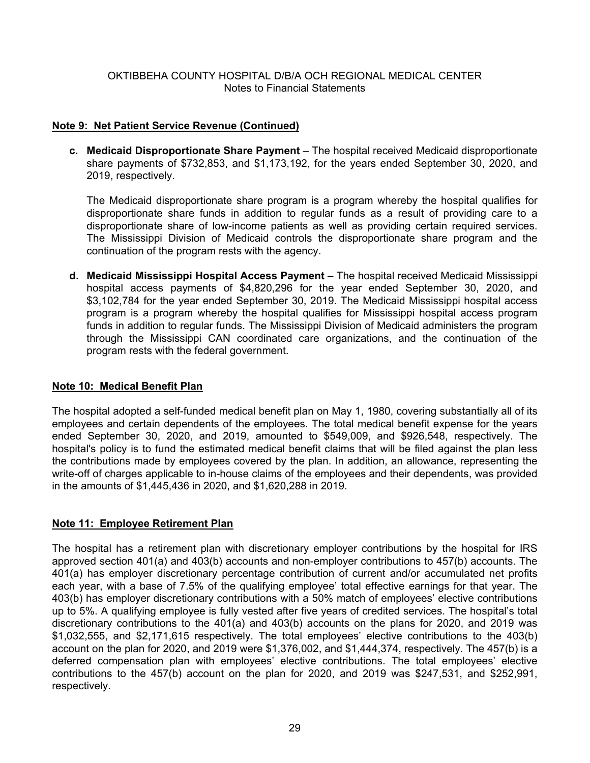## Note 9: Net Patient Service Revenue (Continued)

**c. Medicaid Disproportionate Share Payment** – The hospital received Medicaid disproportionate share payments of $732,853, and $1,173,192, for the years ended September 30, 2020, and 2019, respectively.

The Medicaid disproportionate share program is a program whereby the hospital qualifies for disproportionate share funds in addition to regular funds as a result of providing care to a disproportionate share of low-income patients as well as providing certain required services. The Mississippi Division of Medicaid controls the disproportionate share program and the continuation of the program rests with the agency.

**d. Medicaid Mississippi Hospital Access Payment** – The hospital received Medicaid Mississippi hospital access payments of $4,820,296 for the year ended September 30, 2020, and $3,102,784 for the year ended September 30, 2019. The Medicaid Mississippi hospital access program is a program whereby the hospital qualifies for Mississippi hospital access program funds in addition to regular funds. The Mississippi Division of Medicaid administers the program through the Mississippi CAN coordinated care organizations, and the continuation of the program rests with the federal government.

## Note 10: Medical Benefit Plan

The hospital adopted a self-funded medical benefit plan on May 1, 1980, covering substantially all of its employees and certain dependents of the employees. The total medical benefit expense for the years ended September 30, 2020, and 2019, amounted to $549,009, and $926,548, respectively. The hospital's policy is to fund the estimated medical benefit claims that will be filed against the plan less the contributions made by employees covered by the plan. In addition, an allowance, representing the write-off of charges applicable to in-house claims of the employees and their dependents, was provided in the amounts of $1,445,436 in 2020, and $1,620,288 in 2019.

## Note 11: Employee Retirement Plan

The hospital has a retirement plan with discretionary employer contributions by the hospital for IRS approved section 401(a) and 403(b) accounts and non-employer contributions to 457(b) accounts. The 401(a) has employer discretionary percentage contribution of current and/or accumulated net profits each year, with a base of 7.5% of the qualifying employee' total effective earnings for that year. The 403(b) has employer discretionary contributions with a 50% match of employees' elective contributions up to 5%. A qualifying employee is fully vested after five years of credited services. The hospital's total discretionary contributions to the 401(a) and 403(b) accounts on the plans for 2020, and 2019 was $1,032,555, and $2,171,615 respectively. The total employees' elective contributions to the 403(b) account on the plan for 2020, and 2019 were $1,376,002, and $1,444,374, respectively. The 457(b) is a deferred compensation plan with employees' elective contributions. The total employees' elective contributions to the 457(b) account on the plan for 2020, and 2019 was $247,531, and $252,991, respectively.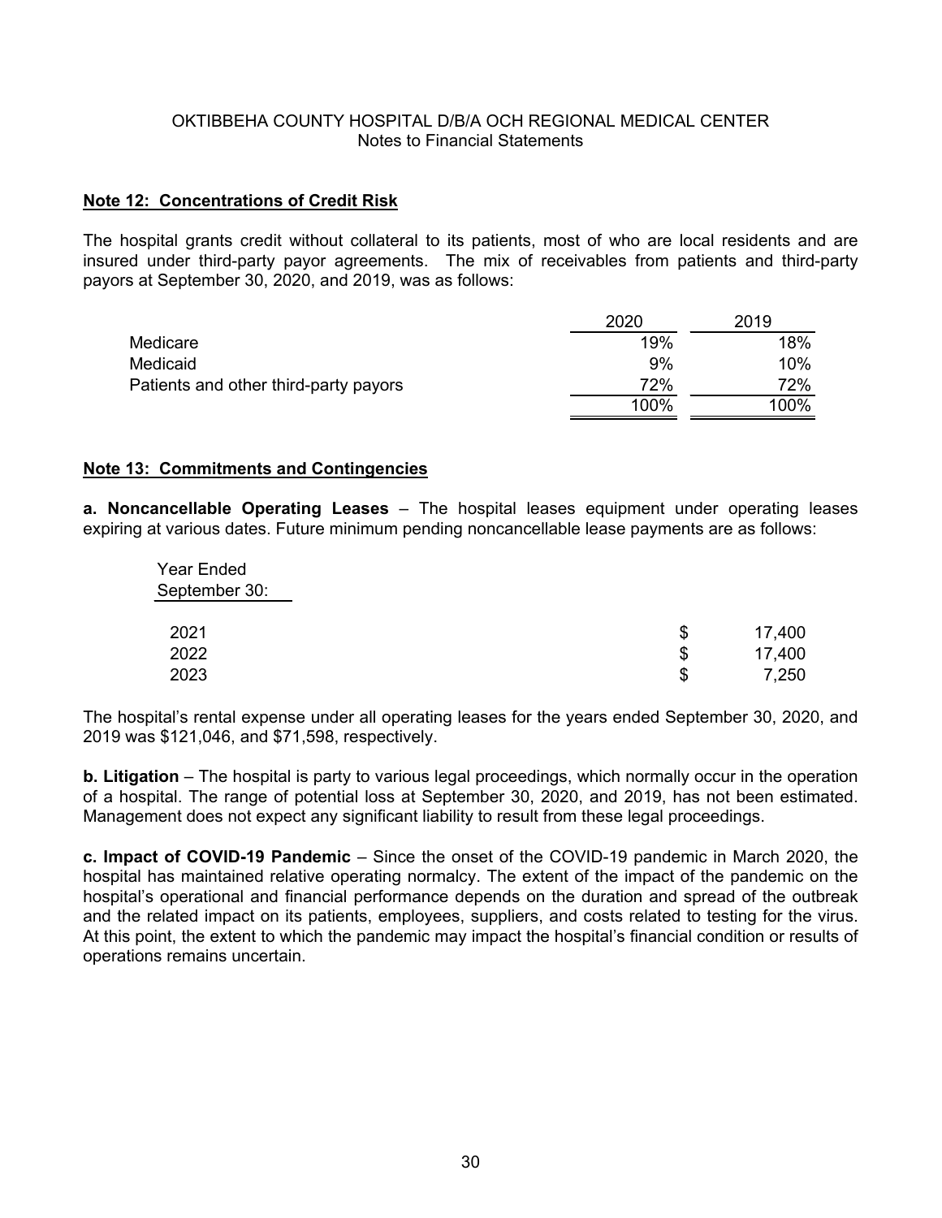## Note 12: Concentrations of Credit Risk

The hospital grants credit without collateral to its patients, most of who are local residents and are insured under third-party payor agreements. The mix of receivables from patients and third-party payors at September 30, 2020, and 2019, was as follows:

| | 2020 | 2019 |
|---|---|---|
| Medicare | 19% | 18% |
| Medicaid | 9% | 10% |
| Patients and other third-party payors | 72% | 72% |
| | 100% | 100% |

## Note 13: Commitments and Contingencies

**a. Noncancellable Operating Leases** – The hospital leases equipment under operating leases expiring at various dates. Future minimum pending noncancellable lease payments are as follows:

| Year Ended September 30: | |
|---|---|
| 2021 | $ 17,400 |
| 2022 | $ 17,400 |
| 2023 | $ 7,250 |

The hospital's rental expense under all operating leases for the years ended September 30, 2020, and 2019 was $121,046, and $71,598, respectively.

**b. Litigation** – The hospital is party to various legal proceedings, which normally occur in the operation of a hospital. The range of potential loss at September 30, 2020, and 2019, has not been estimated. Management does not expect any significant liability to result from these legal proceedings.

**c. Impact of COVID-19 Pandemic** – Since the onset of the COVID-19 pandemic in March 2020, the hospital has maintained relative operating normalcy. The extent of the impact of the pandemic on the hospital's operational and financial performance depends on the duration and spread of the outbreak and the related impact on its patients, employees, suppliers, and costs related to testing for the virus. At this point, the extent to which the pandemic may impact the hospital's financial condition or results of operations remains uncertain.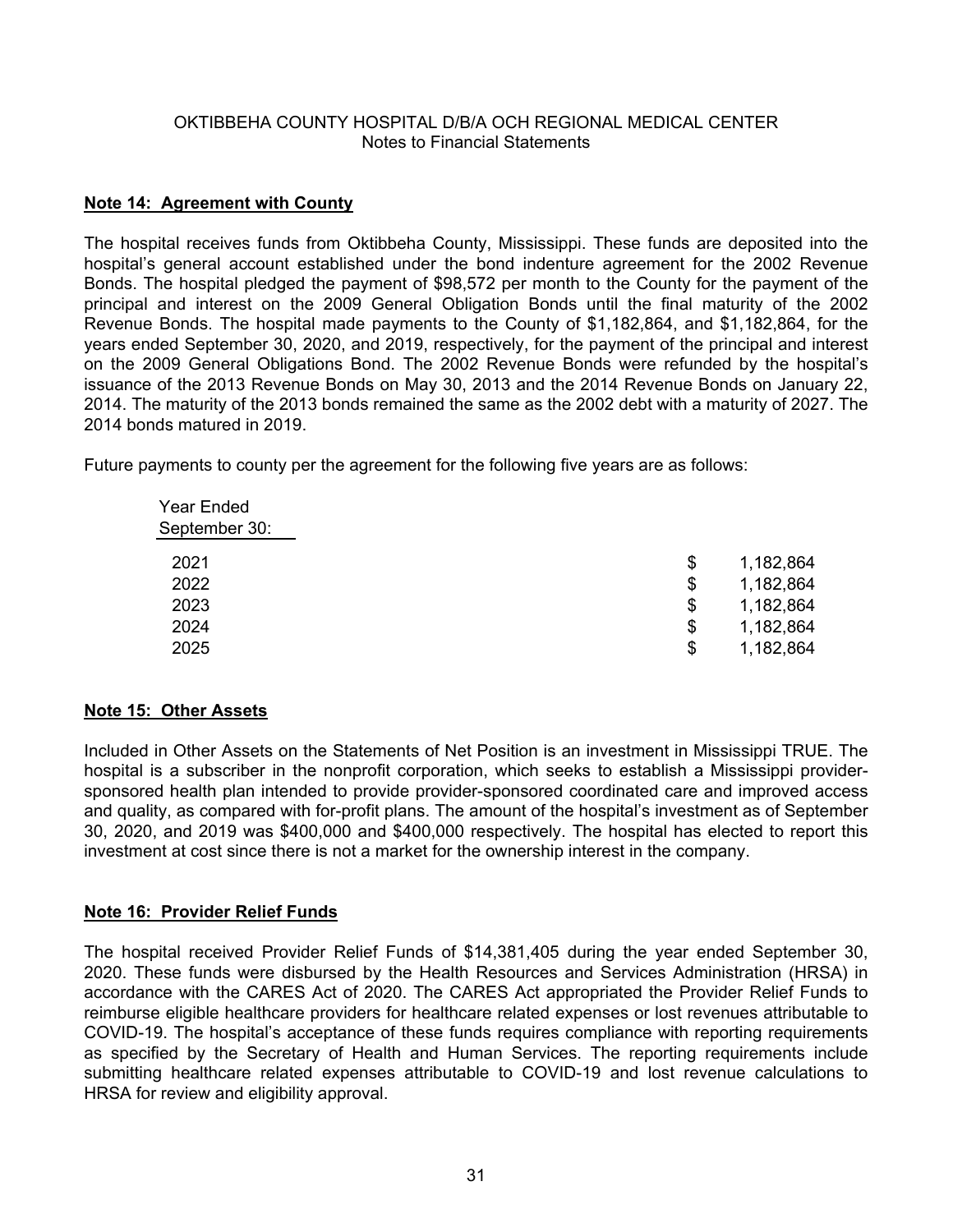## Note 14: Agreement with County

The hospital receives funds from Oktibbeha County, Mississippi. These funds are deposited into the hospital's general account established under the bond indenture agreement for the 2002 Revenue Bonds. The hospital pledged the payment of $98,572 per month to the County for the payment of the principal and interest on the 2009 General Obligation Bonds until the final maturity of the 2002 Revenue Bonds. The hospital made payments to the County of $1,182,864, and $1,182,864, for the years ended September 30, 2020, and 2019, respectively, for the payment of the principal and interest on the 2009 General Obligations Bond. The 2002 Revenue Bonds were refunded by the hospital's issuance of the 2013 Revenue Bonds on May 30, 2013 and the 2014 Revenue Bonds on January 22, 2014. The maturity of the 2013 bonds remained the same as the 2002 debt with a maturity of 2027. The 2014 bonds matured in 2019.

Future payments to county per the agreement for the following five years are as follows:

| Year Ended September 30: | | |
|---|---|---|
| 2021 | $ | 1,182,864 |
| 2022 | $ | 1,182,864 |
| 2023 | $ | 1,182,864 |
| 2024 | $ | 1,182,864 |
| 2025 | $ | 1,182,864 |

## Note 15: Other Assets

Included in Other Assets on the Statements of Net Position is an investment in Mississippi TRUE. The hospital is a subscriber in the nonprofit corporation, which seeks to establish a Mississippi provider-sponsored health plan intended to provide provider-sponsored coordinated care and improved access and quality, as compared with for-profit plans. The amount of the hospital's investment as of September 30, 2020, and 2019 was $400,000 and $400,000 respectively. The hospital has elected to report this investment at cost since there is not a market for the ownership interest in the company.

## Note 16: Provider Relief Funds

The hospital received Provider Relief Funds of $14,381,405 during the year ended September 30, 2020. These funds were disbursed by the Health Resources and Services Administration (HRSA) in accordance with the CARES Act of 2020. The CARES Act appropriated the Provider Relief Funds to reimburse eligible healthcare providers for healthcare related expenses or lost revenues attributable to COVID-19. The hospital's acceptance of these funds requires compliance with reporting requirements as specified by the Secretary of Health and Human Services. The reporting requirements include submitting healthcare related expenses attributable to COVID-19 and lost revenue calculations to HRSA for review and eligibility approval.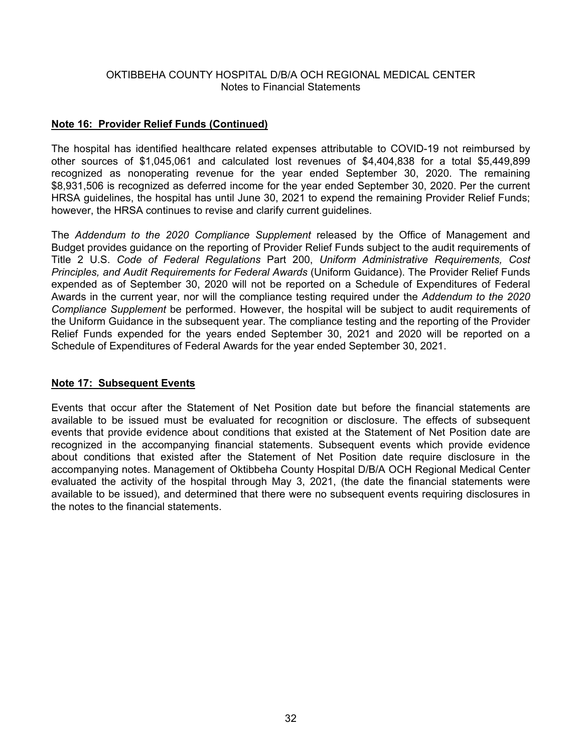## Note 16: Provider Relief Funds (Continued)

The hospital has identified healthcare related expenses attributable to COVID-19 not reimbursed by other sources of $1,045,061 and calculated lost revenues of $4,404,838 for a total $5,449,899 recognized as nonoperating revenue for the year ended September 30, 2020. The remaining $8,931,506 is recognized as deferred income for the year ended September 30, 2020. Per the current HRSA guidelines, the hospital has until June 30, 2021 to expend the remaining Provider Relief Funds; however, the HRSA continues to revise and clarify current guidelines.

The *Addendum to the 2020 Compliance Supplement* released by the Office of Management and Budget provides guidance on the reporting of Provider Relief Funds subject to the audit requirements of Title 2 U.S. *Code of Federal Regulations* Part 200, *Uniform Administrative Requirements, Cost Principles, and Audit Requirements for Federal Awards* (Uniform Guidance). The Provider Relief Funds expended as of September 30, 2020 will not be reported on a Schedule of Expenditures of Federal Awards in the current year, nor will the compliance testing required under the *Addendum to the 2020 Compliance Supplement* be performed. However, the hospital will be subject to audit requirements of the Uniform Guidance in the subsequent year. The compliance testing and the reporting of the Provider Relief Funds expended for the years ended September 30, 2021 and 2020 will be reported on a Schedule of Expenditures of Federal Awards for the year ended September 30, 2021.

## Note 17: Subsequent Events

Events that occur after the Statement of Net Position date but before the financial statements are available to be issued must be evaluated for recognition or disclosure. The effects of subsequent events that provide evidence about conditions that existed at the Statement of Net Position date are recognized in the accompanying financial statements. Subsequent events which provide evidence about conditions that existed after the Statement of Net Position date require disclosure in the accompanying notes. Management of Oktibbeha County Hospital D/B/A OCH Regional Medical Center evaluated the activity of the hospital through May 3, 2021, (the date the financial statements were available to be issued), and determined that there were no subsequent events requiring disclosures in the notes to the financial statements.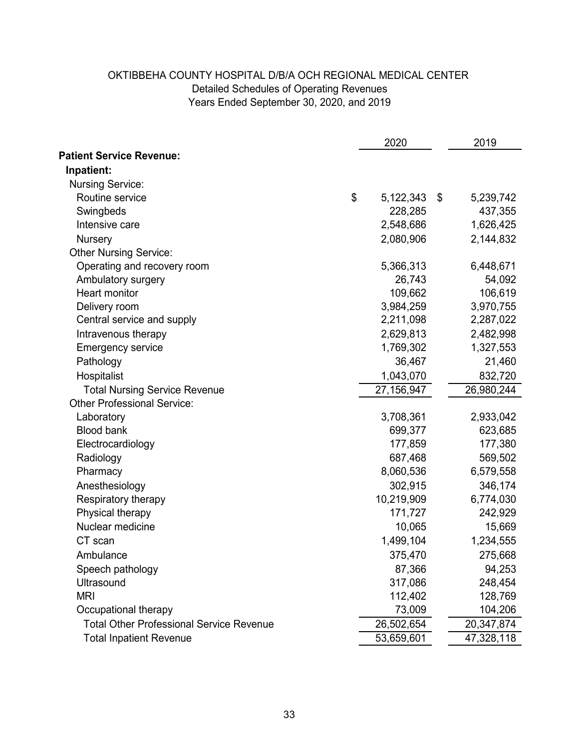# OKTIBBEHA COUNTY HOSPITAL D/B/A OCH REGIONAL MEDICAL CENTER

## Detailed Schedules of Operating Revenues

### Years Ended September 30, 2020, and 2019

| | 2020 | 2019 |
|---|---|---|
| **Patient Service Revenue:** | | |
| **Inpatient:** | | |
| Nursing Service: | | |
| Routine service | $ 5,122,343 | $ 5,239,742 |
| Swingbeds | 228,285 | 437,355 |
| Intensive care | 2,548,686 | 1,626,425 |
| Nursery | 2,080,906 | 2,144,832 |
| Other Nursing Service: | | |
| Operating and recovery room | 5,366,313 | 6,448,671 |
| Ambulatory surgery | 26,743 | 54,092 |
| Heart monitor | 109,662 | 106,619 |
| Delivery room | 3,984,259 | 3,970,755 |
| Central service and supply | 2,211,098 | 2,287,022 |
| Intravenous therapy | 2,629,813 | 2,482,998 |
| Emergency service | 1,769,302 | 1,327,553 |
| Pathology | 36,467 | 21,460 |
| Hospitalist | 1,043,070 | 832,720 |
| Total Nursing Service Revenue | 27,156,947 | 26,980,244 |
| Other Professional Service: | | |
| Laboratory | 3,708,361 | 2,933,042 |
| Blood bank | 699,377 | 623,685 |
| Electrocardiology | 177,859 | 177,380 |
| Radiology | 687,468 | 569,502 |
| Pharmacy | 8,060,536 | 6,579,558 |
| Anesthesiology | 302,915 | 346,174 |
| Respiratory therapy | 10,219,909 | 6,774,030 |
| Physical therapy | 171,727 | 242,929 |
| Nuclear medicine | 10,065 | 15,669 |
| CT scan | 1,499,104 | 1,234,555 |
| Ambulance | 375,470 | 275,668 |
| Speech pathology | 87,366 | 94,253 |
| Ultrasound | 317,086 | 248,454 |
| MRI | 112,402 | 128,769 |
| Occupational therapy | 73,009 | 104,206 |
| Total Other Professional Service Revenue | 26,502,654 | 20,347,874 |
| Total Inpatient Revenue | 53,659,601 | 47,328,118 |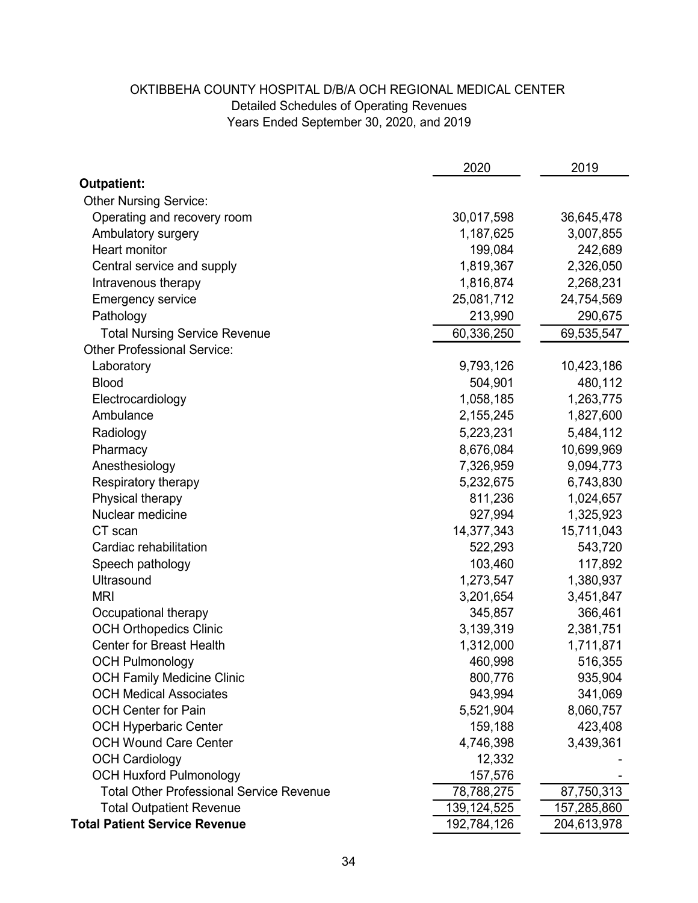OKTIBBEHA COUNTY HOSPITAL D/B/A OCH REGIONAL MEDICAL CENTER
Detailed Schedules of Operating Revenues
Years Ended September 30, 2020, and 2019

| | 2020 | 2019 |
|---|---|---|
| **Outpatient:** | | |
| Other Nursing Service: | | |
| Operating and recovery room | 30,017,598 | 36,645,478 |
| Ambulatory surgery | 1,187,625 | 3,007,855 |
| Heart monitor | 199,084 | 242,689 |
| Central service and supply | 1,819,367 | 2,326,050 |
| Intravenous therapy | 1,816,874 | 2,268,231 |
| Emergency service | 25,081,712 | 24,754,569 |
| Pathology | 213,990 | 290,675 |
| Total Nursing Service Revenue | 60,336,250 | 69,535,547 |
| Other Professional Service: | | |
| Laboratory | 9,793,126 | 10,423,186 |
| Blood | 504,901 | 480,112 |
| Electrocardiology | 1,058,185 | 1,263,775 |
| Ambulance | 2,155,245 | 1,827,600 |
| Radiology | 5,223,231 | 5,484,112 |
| Pharmacy | 8,676,084 | 10,699,969 |
| Anesthesiology | 7,326,959 | 9,094,773 |
| Respiratory therapy | 5,232,675 | 6,743,830 |
| Physical therapy | 811,236 | 1,024,657 |
| Nuclear medicine | 927,994 | 1,325,923 |
| CT scan | 14,377,343 | 15,711,043 |
| Cardiac rehabilitation | 522,293 | 543,720 |
| Speech pathology | 103,460 | 117,892 |
| Ultrasound | 1,273,547 | 1,380,937 |
| MRI | 3,201,654 | 3,451,847 |
| Occupational therapy | 345,857 | 366,461 |
| OCH Orthopedics Clinic | 3,139,319 | 2,381,751 |
| Center for Breast Health | 1,312,000 | 1,711,871 |
| OCH Pulmonology | 460,998 | 516,355 |
| OCH Family Medicine Clinic | 800,776 | 935,904 |
| OCH Medical Associates | 943,994 | 341,069 |
| OCH Center for Pain | 5,521,904 | 8,060,757 |
| OCH Hyperbaric Center | 159,188 | 423,408 |
| OCH Wound Care Center | 4,746,398 | 3,439,361 |
| OCH Cardiology | 12,332 | - |
| OCH Huxford Pulmonology | 157,576 | - |
| Total Other Professional Service Revenue | 78,788,275 | 87,750,313 |
| Total Outpatient Revenue | 139,124,525 | 157,285,860 |
| **Total Patient Service Revenue** | 192,784,126 | 204,613,978 |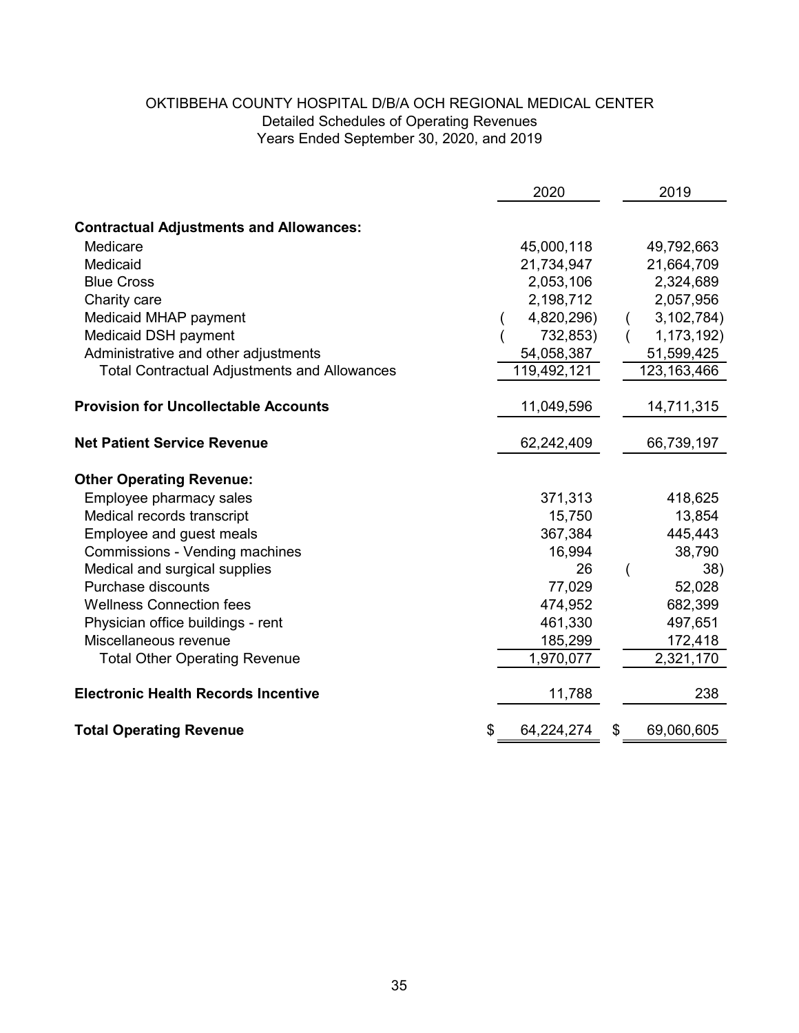# OKTIBBEHA COUNTY HOSPITAL D/B/A OCH REGIONAL MEDICAL CENTER

Detailed Schedules of Operating Revenues
Years Ended September 30, 2020, and 2019

| | 2020 | 2019 |
|---|---|---|
| **Contractual Adjustments and Allowances:** | | |
| Medicare | 45,000,118 | 49,792,663 |
| Medicaid | 21,734,947 | 21,664,709 |
| Blue Cross | 2,053,106 | 2,324,689 |
| Charity care | 2,198,712 | 2,057,956 |
| Medicaid MHAP payment | ( 4,820,296) | ( 3,102,784) |
| Medicaid DSH payment | ( 732,853) | ( 1,173,192) |
| Administrative and other adjustments | 54,058,387 | 51,599,425 |
| Total Contractual Adjustments and Allowances | 119,492,121 | 123,163,466 |
| **Provision for Uncollectable Accounts** | 11,049,596 | 14,711,315 |
| **Net Patient Service Revenue** | 62,242,409 | 66,739,197 |
| **Other Operating Revenue:** | | |
| Employee pharmacy sales | 371,313 | 418,625 |
| Medical records transcript | 15,750 | 13,854 |
| Employee and guest meals | 367,384 | 445,443 |
| Commissions - Vending machines | 16,994 | 38,790 |
| Medical and surgical supplies | 26 | ( 38) |
| Purchase discounts | 77,029 | 52,028 |
| Wellness Connection fees | 474,952 | 682,399 |
| Physician office buildings - rent | 461,330 | 497,651 |
| Miscellaneous revenue | 185,299 | 172,418 |
| Total Other Operating Revenue | 1,970,077 | 2,321,170 |
| **Electronic Health Records Incentive** | 11,788 | 238 |
| **Total Operating Revenue** | $ 64,224,274 | $ 69,060,605 |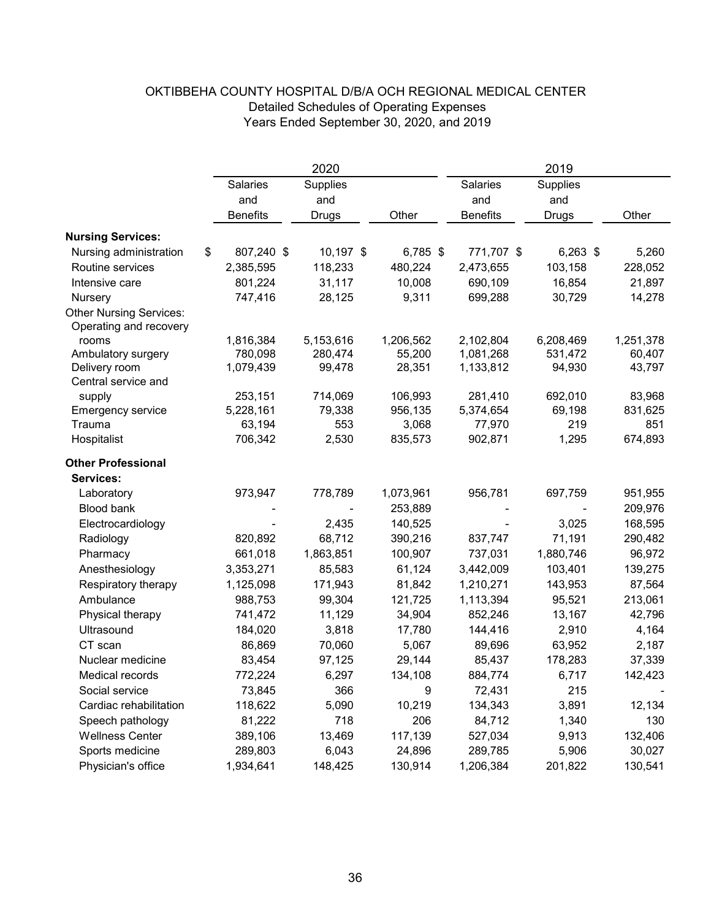OKTIBBEHA COUNTY HOSPITAL D/B/A OCH REGIONAL MEDICAL CENTER
Detailed Schedules of Operating Expenses
Years Ended September 30, 2020, and 2019

| | 2020 | | | 2019 | | |
|---|---|---|---|---|---|---|
| | Salaries and Benefits | Supplies and Drugs | Other | Salaries and Benefits | Supplies and Drugs | Other |
| **Nursing Services:** | | | | | | |
| Nursing administration | $ 807,240 | $ 10,197 | $ 6,785 | $ 771,707 | $ 6,263 | $ 5,260 |
| Routine services | 2,385,595 | 118,233 | 480,224 | 2,473,655 | 103,158 | 228,052 |
| Intensive care | 801,224 | 31,117 | 10,008 | 690,109 | 16,854 | 21,897 |
| Nursery | 747,416 | 28,125 | 9,311 | 699,288 | 30,729 | 14,278 |
| Other Nursing Services: | | | | | | |
| Operating and recovery rooms | 1,816,384 | 5,153,616 | 1,206,562 | 2,102,804 | 6,208,469 | 1,251,378 |
| Ambulatory surgery | 780,098 | 280,474 | 55,200 | 1,081,268 | 531,472 | 60,407 |
| Delivery room | 1,079,439 | 99,478 | 28,351 | 1,133,812 | 94,930 | 43,797 |
| Central service and supply | 253,151 | 714,069 | 106,993 | 281,410 | 692,010 | 83,968 |
| Emergency service | 5,228,161 | 79,338 | 956,135 | 5,374,654 | 69,198 | 831,625 |
| Trauma | 63,194 | 553 | 3,068 | 77,970 | 219 | 851 |
| Hospitalist | 706,342 | 2,530 | 835,573 | 902,871 | 1,295 | 674,893 |
| **Other Professional Services:** | | | | | | |
| Laboratory | 973,947 | 778,789 | 1,073,961 | 956,781 | 697,759 | 951,955 |
| Blood bank | - | - | 253,889 | - | - | 209,976 |
| Electrocardiology | - | 2,435 | 140,525 | - | 3,025 | 168,595 |
| Radiology | 820,892 | 68,712 | 390,216 | 837,747 | 71,191 | 290,482 |
| Pharmacy | 661,018 | 1,863,851 | 100,907 | 737,031 | 1,880,746 | 96,972 |
| Anesthesiology | 3,353,271 | 85,583 | 61,124 | 3,442,009 | 103,401 | 139,275 |
| Respiratory therapy | 1,125,098 | 171,943 | 81,842 | 1,210,271 | 143,953 | 87,564 |
| Ambulance | 988,753 | 99,304 | 121,725 | 1,113,394 | 95,521 | 213,061 |
| Physical therapy | 741,472 | 11,129 | 34,904 | 852,246 | 13,167 | 42,796 |
| Ultrasound | 184,020 | 3,818 | 17,780 | 144,416 | 2,910 | 4,164 |
| CT scan | 86,869 | 70,060 | 5,067 | 89,696 | 63,952 | 2,187 |
| Nuclear medicine | 83,454 | 97,125 | 29,144 | 85,437 | 178,283 | 37,339 |
| Medical records | 772,224 | 6,297 | 134,108 | 884,774 | 6,717 | 142,423 |
| Social service | 73,845 | 366 | 9 | 72,431 | 215 | - |
| Cardiac rehabilitation | 118,622 | 5,090 | 10,219 | 134,343 | 3,891 | 12,134 |
| Speech pathology | 81,222 | 718 | 206 | 84,712 | 1,340 | 130 |
| Wellness Center | 389,106 | 13,469 | 117,139 | 527,034 | 9,913 | 132,406 |
| Sports medicine | 289,803 | 6,043 | 24,896 | 289,785 | 5,906 | 30,027 |
| Physician's office | 1,934,641 | 148,425 | 130,914 | 1,206,384 | 201,822 | 130,541 |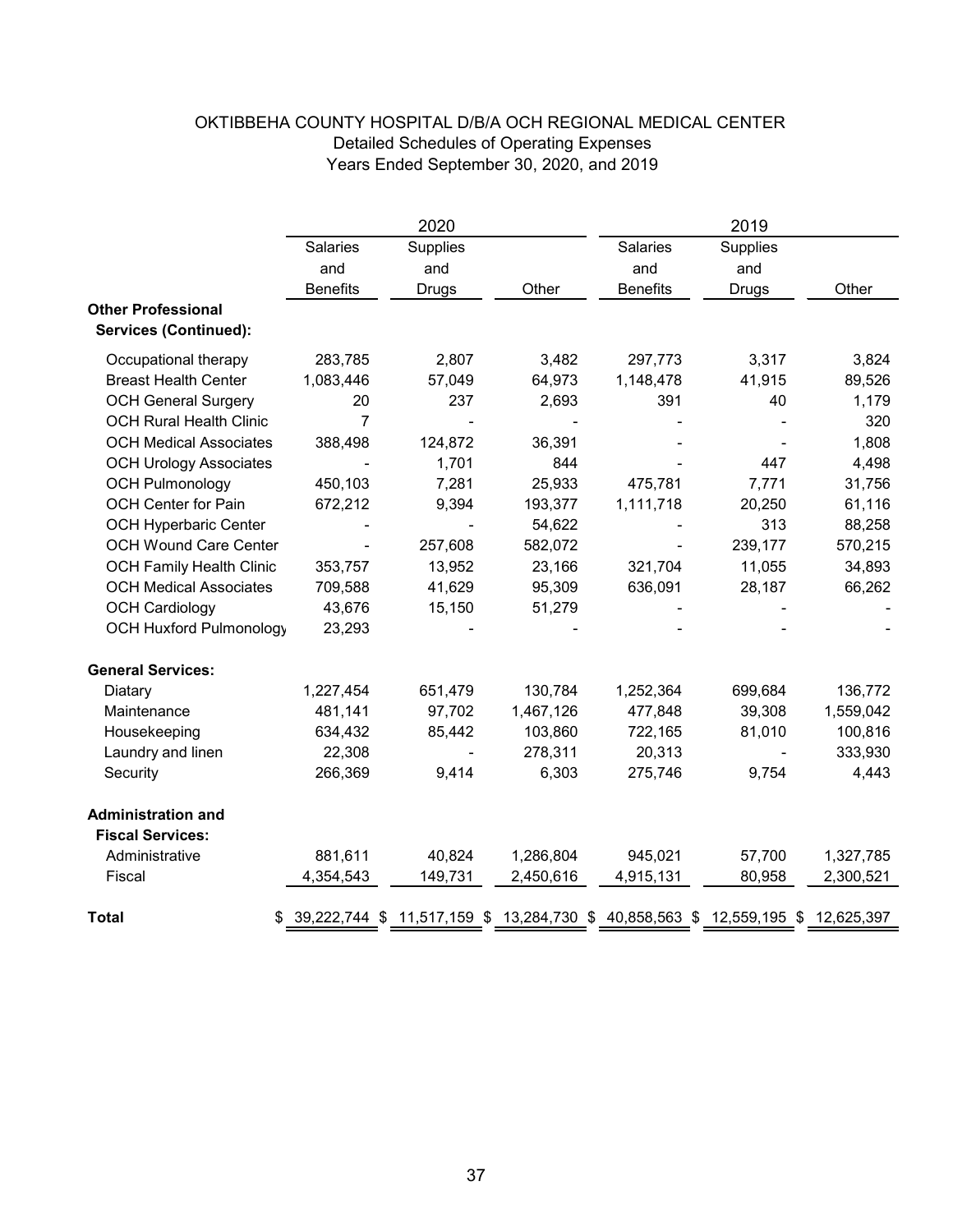# OKTIBBEHA COUNTY HOSPITAL D/B/A OCH REGIONAL MEDICAL CENTER

## Detailed Schedules of Operating Expenses

### Years Ended September 30, 2020, and 2019

| | 2020 | | | 2019 | | |
|---|---|---|---|---|---|---|
| | Salaries and Benefits | Supplies and Drugs | Other | Salaries and Benefits | Supplies and Drugs | Other |
| **Other Professional Services (Continued):** | | | | | | |
| Occupational therapy | 283,785 | 2,807 | 3,482 | 297,773 | 3,317 | 3,824 |
| Breast Health Center | 1,083,446 | 57,049 | 64,973 | 1,148,478 | 41,915 | 89,526 |
| OCH General Surgery | 20 | 237 | 2,693 | 391 | 40 | 1,179 |
| OCH Rural Health Clinic | 7 | - | - | - | - | 320 |
| OCH Medical Associates | 388,498 | 124,872 | 36,391 | - | - | 1,808 |
| OCH Urology Associates | - | 1,701 | 844 | - | 447 | 4,498 |
| OCH Pulmonology | 450,103 | 7,281 | 25,933 | 475,781 | 7,771 | 31,756 |
| OCH Center for Pain | 672,212 | 9,394 | 193,377 | 1,111,718 | 20,250 | 61,116 |
| OCH Hyperbaric Center | - | - | 54,622 | - | 313 | 88,258 |
| OCH Wound Care Center | - | 257,608 | 582,072 | - | 239,177 | 570,215 |
| OCH Family Health Clinic | 353,757 | 13,952 | 23,166 | 321,704 | 11,055 | 34,893 |
| OCH Medical Associates | 709,588 | 41,629 | 95,309 | 636,091 | 28,187 | 66,262 |
| OCH Cardiology | 43,676 | 15,150 | 51,279 | - | - | - |
| OCH Huxford Pulmonology | 23,293 | - | - | - | - | - |
| **General Services:** | | | | | | |
| Diatary | 1,227,454 | 651,479 | 130,784 | 1,252,364 | 699,684 | 136,772 |
| Maintenance | 481,141 | 97,702 | 1,467,126 | 477,848 | 39,308 | 1,559,042 |
| Housekeeping | 634,432 | 85,442 | 103,860 | 722,165 | 81,010 | 100,816 |
| Laundry and linen | 22,308 | - | 278,311 | 20,313 | - | 333,930 |
| Security | 266,369 | 9,414 | 6,303 | 275,746 | 9,754 | 4,443 |
| **Administration and Fiscal Services:** | | | | | | |
| Administrative | 881,611 | 40,824 | 1,286,804 | 945,021 | 57,700 | 1,327,785 |
| Fiscal | 4,354,543 | 149,731 | 2,450,616 | 4,915,131 | 80,958 | 2,300,521 |
| **Total** | $ 39,222,744 | $ 11,517,159 | $ 13,284,730 | $ 40,858,563 | $ 12,559,195 | $ 12,625,397 |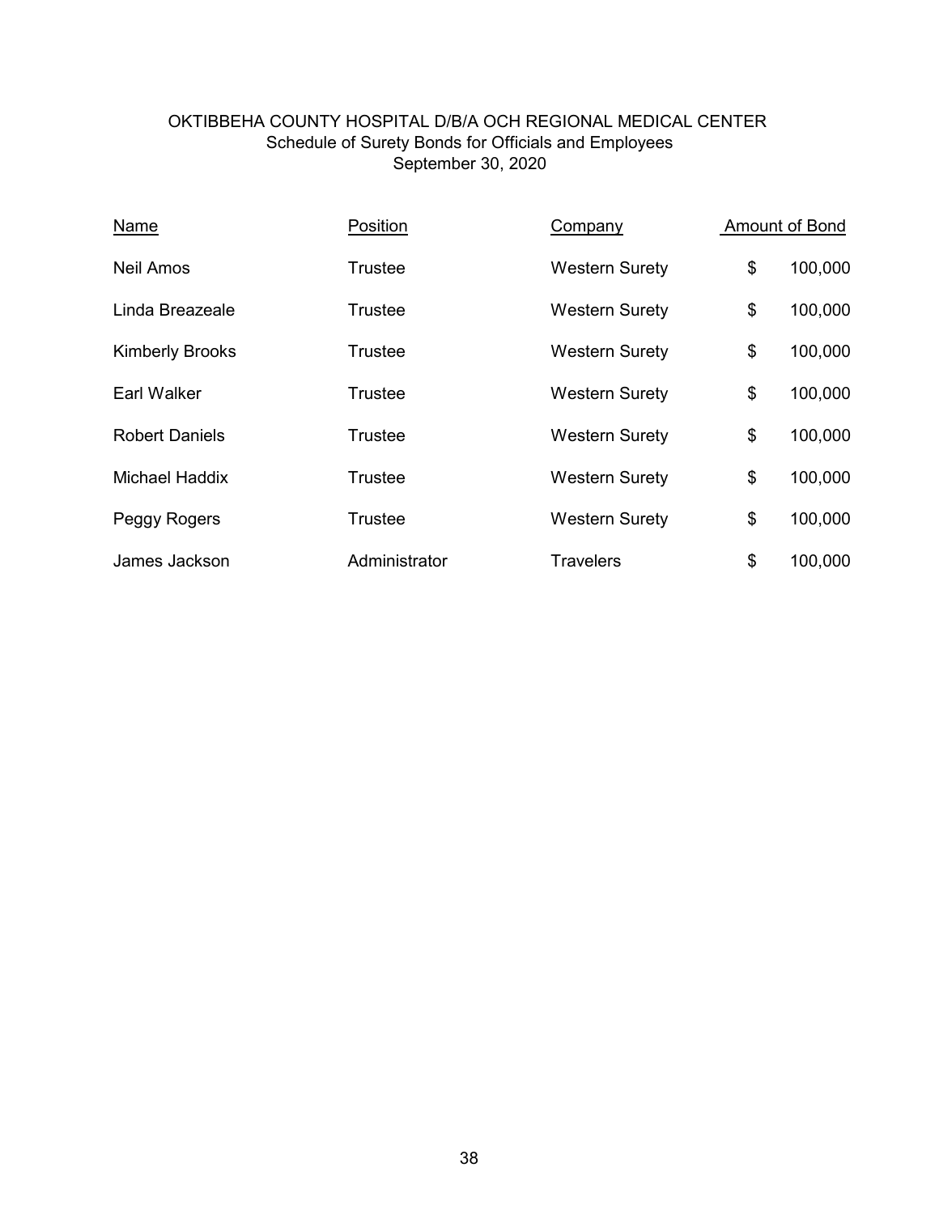# OKTIBBEHA COUNTY HOSPITAL D/B/A OCH REGIONAL MEDICAL CENTER
## Schedule of Surety Bonds for Officials and Employees
### September 30, 2020

| Name | Position | Company | Amount of Bond |
|---|---|---|---|
| Neil Amos | Trustee | Western Surety | $ 100,000 |
| Linda Breazeale | Trustee | Western Surety | $ 100,000 |
| Kimberly Brooks | Trustee | Western Surety | $ 100,000 |
| Earl Walker | Trustee | Western Surety | $ 100,000 |
| Robert Daniels | Trustee | Western Surety | $ 100,000 |
| Michael Haddix | Trustee | Western Surety | $ 100,000 |
| Peggy Rogers | Trustee | Western Surety | $ 100,000 |
| James Jackson | Administrator | Travelers | $ 100,000 |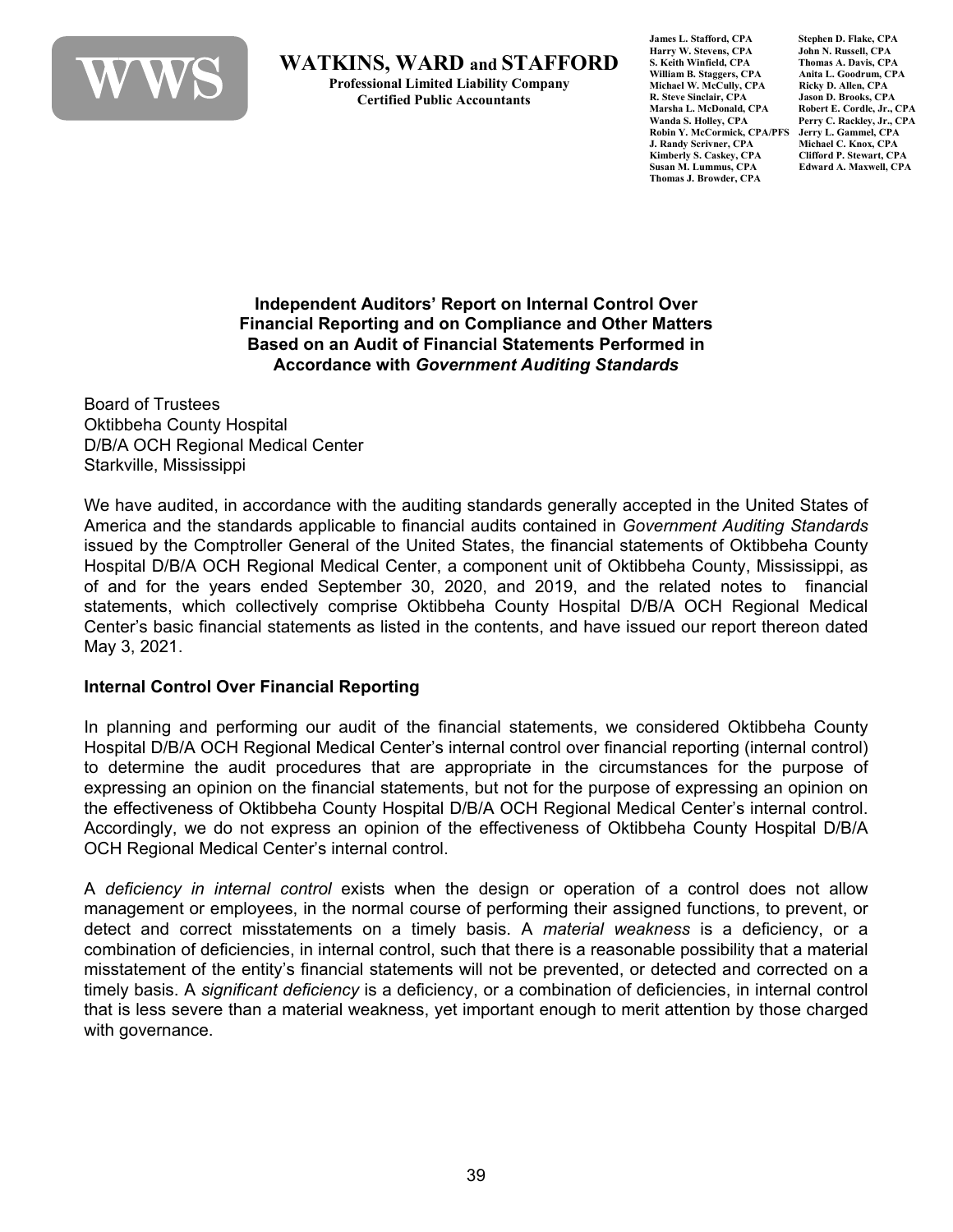WWS

**WATKINS, WARD and STAFFORD**
**Professional Limited Liability Company**
**Certified Public Accountants**

James L. Stafford, CPA
Harry W. Stevens, CPA
S. Keith Winfield, CPA
William B. Staggers, CPA
Michael W. McCully, CPA
R. Steve Sinclair, CPA
Marsha L. McDonald, CPA
Wanda S. Holley, CPA
Robin Y. McCormick, CPA/PFS
J. Randy Scrivner, CPA
Kimberly S. Caskey, CPA
Susan M. Lummus, CPA
Thomas J. Browder, CPA
Stephen D. Flake, CPA
John N. Russell, CPA
Thomas A. Davis, CPA
Anita L. Goodrum, CPA
Ricky D. Allen, CPA
Jason D. Brooks, CPA
Robert E. Cordle, Jr., CPA
Perry C. Rackley, Jr., CPA
Jerry L. Gammel, CPA
Michael C. Knox, CPA
Clifford P. Stewart, CPA
Edward A. Maxwell, CPA

## Independent Auditors' Report on Internal Control Over Financial Reporting and on Compliance and Other Matters Based on an Audit of Financial Statements Performed in Accordance with *Government Auditing Standards*

Board of Trustees
Oktibbeha County Hospital
D/B/A OCH Regional Medical Center
Starkville, Mississippi

We have audited, in accordance with the auditing standards generally accepted in the United States of America and the standards applicable to financial audits contained in *Government Auditing Standards* issued by the Comptroller General of the United States, the financial statements of Oktibbeha County Hospital D/B/A OCH Regional Medical Center, a component unit of Oktibbeha County, Mississippi, as of and for the years ended September 30, 2020, and 2019, and the related notes to financial statements, which collectively comprise Oktibbeha County Hospital D/B/A OCH Regional Medical Center's basic financial statements as listed in the contents, and have issued our report thereon dated May 3, 2021.

**Internal Control Over Financial Reporting**

In planning and performing our audit of the financial statements, we considered Oktibbeha County Hospital D/B/A OCH Regional Medical Center's internal control over financial reporting (internal control) to determine the audit procedures that are appropriate in the circumstances for the purpose of expressing an opinion on the financial statements, but not for the purpose of expressing an opinion on the effectiveness of Oktibbeha County Hospital D/B/A OCH Regional Medical Center's internal control. Accordingly, we do not express an opinion of the effectiveness of Oktibbeha County Hospital D/B/A OCH Regional Medical Center's internal control.

A *deficiency in internal control* exists when the design or operation of a control does not allow management or employees, in the normal course of performing their assigned functions, to prevent, or detect and correct misstatements on a timely basis. A *material weakness* is a deficiency, or a combination of deficiencies, in internal control, such that there is a reasonable possibility that a material misstatement of the entity's financial statements will not be prevented, or detected and corrected on a timely basis. A *significant deficiency* is a deficiency, or a combination of deficiencies, in internal control that is less severe than a material weakness, yet important enough to merit attention by those charged with governance.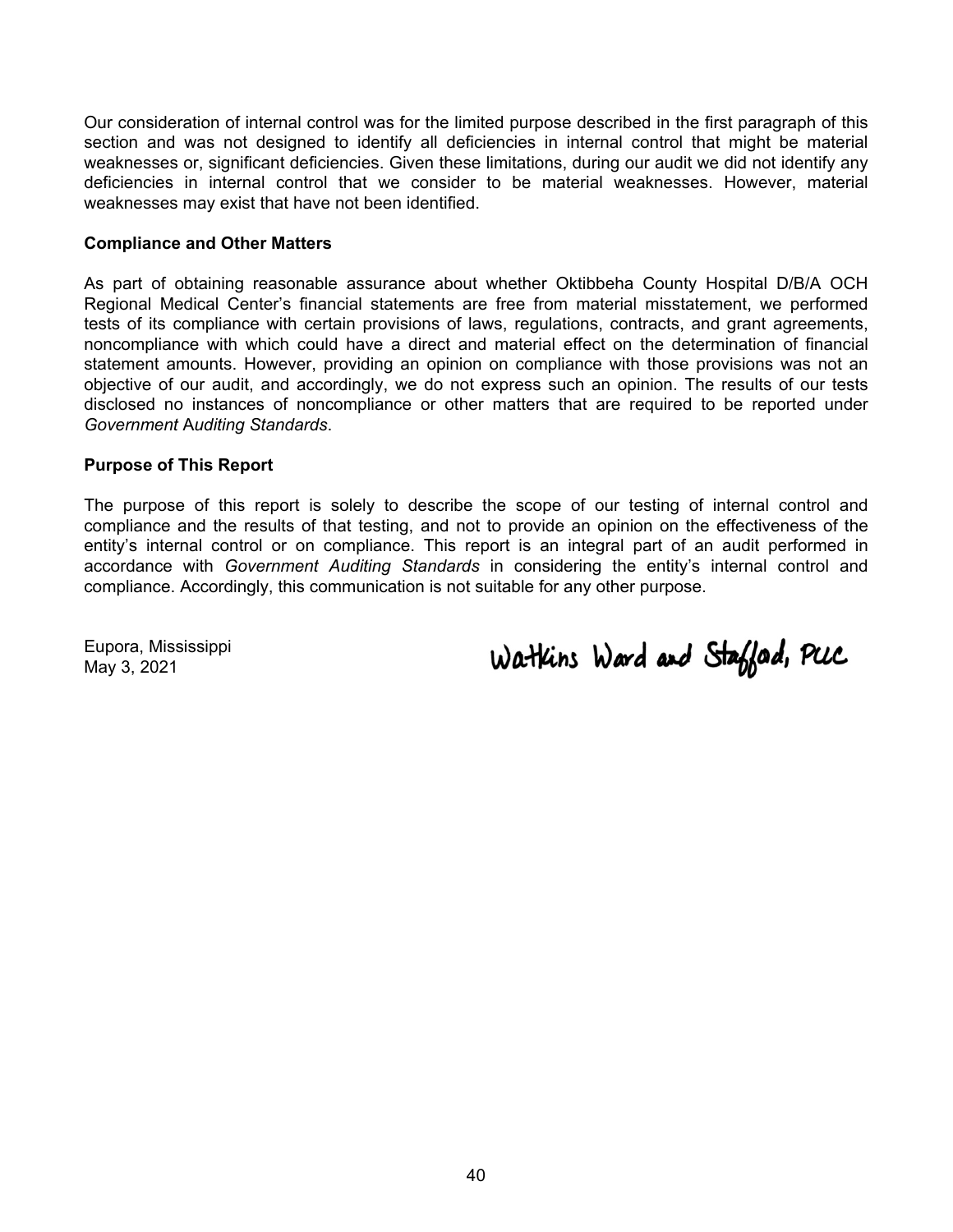Our consideration of internal control was for the limited purpose described in the first paragraph of this section and was not designed to identify all deficiencies in internal control that might be material weaknesses or, significant deficiencies. Given these limitations, during our audit we did not identify any deficiencies in internal control that we consider to be material weaknesses. However, material weaknesses may exist that have not been identified.

**Compliance and Other Matters**

As part of obtaining reasonable assurance about whether Oktibbeha County Hospital D/B/A OCH Regional Medical Center's financial statements are free from material misstatement, we performed tests of its compliance with certain provisions of laws, regulations, contracts, and grant agreements, noncompliance with which could have a direct and material effect on the determination of financial statement amounts. However, providing an opinion on compliance with those provisions was not an objective of our audit, and accordingly, we do not express such an opinion. The results of our tests disclosed no instances of noncompliance or other matters that are required to be reported under *Government Auditing Standards*.

**Purpose of This Report**

The purpose of this report is solely to describe the scope of our testing of internal control and compliance and the results of that testing, and not to provide an opinion on the effectiveness of the entity's internal control or on compliance. This report is an integral part of an audit performed in accordance with *Government Auditing Standards* in considering the entity's internal control and compliance. Accordingly, this communication is not suitable for any other purpose.

Eupora, Mississippi
May 3, 2021

Watkins Ward and Stafford, PLLC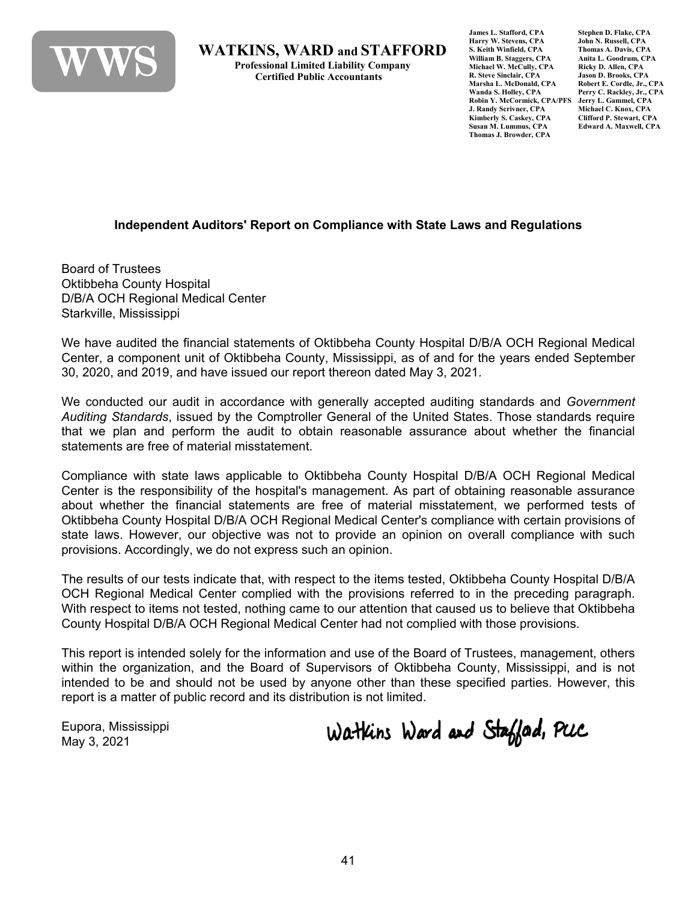**WATKINS, WARD and STAFFORD**
**Professional Limited Liability Company**
**Certified Public Accountants**

| | |
|---|---|
| James L. Stafford, CPA | Stephen D. Flake, CPA |
| Harry W. Stevens, CPA | John N. Russell, CPA |
| S. Keith Winfield, CPA | Thomas A. Davis, CPA |
| William B. Staggers, CPA | Anita L. Goodrum, CPA |
| Michael W. McCully, CPA | Ricky D. Allen, CPA |
| R. Steve Sinclair, CPA | Jason D. Brooks, CPA |
| Marsha L. McDonald, CPA | Robert E. Cordle, Jr., CPA |
| Wanda S. Holley, CPA | Perry C. Rackley, Jr., CPA |
| Robin Y. McCormick, CPA/PFS | Jerry L. Gammel, CPA |
| J. Randy Scrivner, CPA | Michael C. Knox, CPA |
| Kimberly S. Caskey, CPA | Clifford P. Stewart, CPA |
| Susan M. Lummus, CPA | Edward A. Maxwell, CPA |
| Thomas J. Browder, CPA | |

## Independent Auditors' Report on Compliance with State Laws and Regulations

Board of Trustees
Oktibbeha County Hospital
D/B/A OCH Regional Medical Center
Starkville, Mississippi

We have audited the financial statements of Oktibbeha County Hospital D/B/A OCH Regional Medical Center, a component unit of Oktibbeha County, Mississippi, as of and for the years ended September 30, 2020, and 2019, and have issued our report thereon dated May 3, 2021.

We conducted our audit in accordance with generally accepted auditing standards and *Government Auditing Standards*, issued by the Comptroller General of the United States. Those standards require that we plan and perform the audit to obtain reasonable assurance about whether the financial statements are free of material misstatement.

Compliance with state laws applicable to Oktibbeha County Hospital D/B/A OCH Regional Medical Center is the responsibility of the hospital's management. As part of obtaining reasonable assurance about whether the financial statements are free of material misstatement, we performed tests of Oktibbeha County Hospital D/B/A OCH Regional Medical Center's compliance with certain provisions of state laws. However, our objective was not to provide an opinion on overall compliance with such provisions. Accordingly, we do not express such an opinion.

The results of our tests indicate that, with respect to the items tested, Oktibbeha County Hospital D/B/A OCH Regional Medical Center complied with the provisions referred to in the preceding paragraph. With respect to items not tested, nothing came to our attention that caused us to believe that Oktibbeha County Hospital D/B/A OCH Regional Medical Center had not complied with those provisions.

This report is intended solely for the information and use of the Board of Trustees, management, others within the organization, and the Board of Supervisors of Oktibbeha County, Mississippi, and is not intended to be and should not be used by anyone other than these specified parties. However, this report is a matter of public record and its distribution is not limited.

Eupora, Mississippi
May 3, 2021

Watkins Ward and Stafford, PLLC